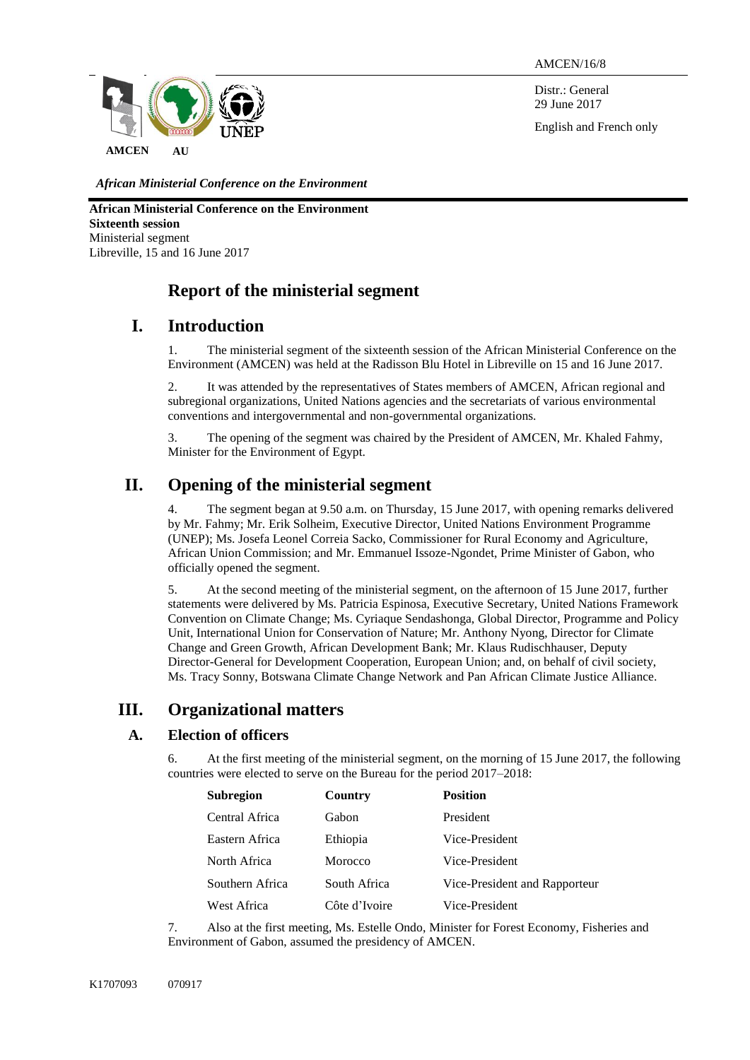AMCEN/16/8

Distr.: General
29 June 2017

English and French only

AMCEN AU UNEP

*African Ministerial Conference on the Environment*

**African Ministerial Conference on the Environment**
**Sixteenth session**
Ministerial segment
Libreville, 15 and 16 June 2017

# Report of the ministerial segment

## I. Introduction

1. The ministerial segment of the sixteenth session of the African Ministerial Conference on the Environment (AMCEN) was held at the Radisson Blu Hotel in Libreville on 15 and 16 June 2017.

2. It was attended by the representatives of States members of AMCEN, African regional and subregional organizations, United Nations agencies and the secretariats of various environmental conventions and intergovernmental and non-governmental organizations.

3. The opening of the segment was chaired by the President of AMCEN, Mr. Khaled Fahmy, Minister for the Environment of Egypt.

## II. Opening of the ministerial segment

4. The segment began at 9.50 a.m. on Thursday, 15 June 2017, with opening remarks delivered by Mr. Fahmy; Mr. Erik Solheim, Executive Director, United Nations Environment Programme (UNEP); Ms. Josefa Leonel Correia Sacko, Commissioner for Rural Economy and Agriculture, African Union Commission; and Mr. Emmanuel Issoze-Ngondet, Prime Minister of Gabon, who officially opened the segment.

5. At the second meeting of the ministerial segment, on the afternoon of 15 June 2017, further statements were delivered by Ms. Patricia Espinosa, Executive Secretary, United Nations Framework Convention on Climate Change; Ms. Cyriaque Sendashonga, Global Director, Programme and Policy Unit, International Union for Conservation of Nature; Mr. Anthony Nyong, Director for Climate Change and Green Growth, African Development Bank; Mr. Klaus Rudischhauser, Deputy Director-General for Development Cooperation, European Union; and, on behalf of civil society, Ms. Tracy Sonny, Botswana Climate Change Network and Pan African Climate Justice Alliance.

## III. Organizational matters

### A. Election of officers

6. At the first meeting of the ministerial segment, on the morning of 15 June 2017, the following countries were elected to serve on the Bureau for the period 2017–2018:

| Subregion | Country | Position |
|---|---|---|
| Central Africa | Gabon | President |
| Eastern Africa | Ethiopia | Vice-President |
| North Africa | Morocco | Vice-President |
| Southern Africa | South Africa | Vice-President and Rapporteur |
| West Africa | Côte d'Ivoire | Vice-President |

7. Also at the first meeting, Ms. Estelle Ondo, Minister for Forest Economy, Fisheries and Environment of Gabon, assumed the presidency of AMCEN.

K1707093 070917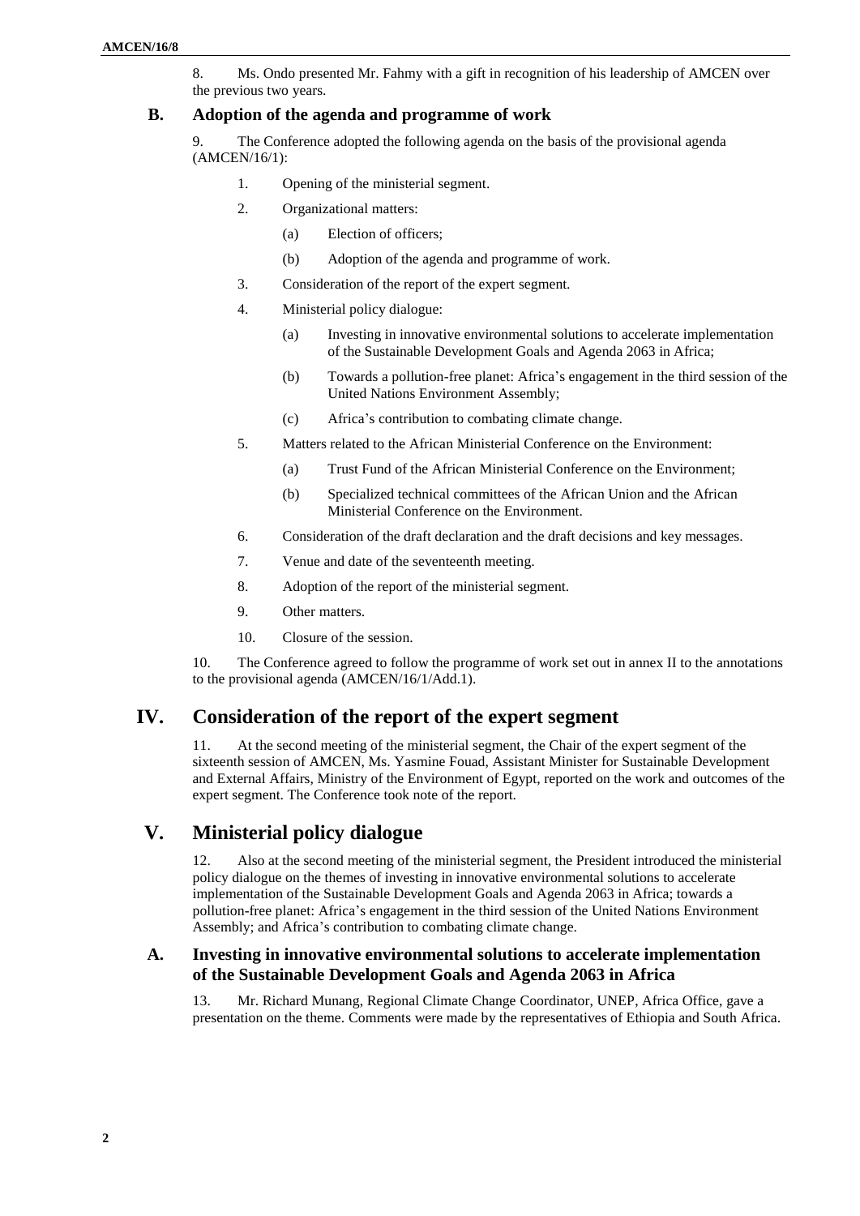8. Ms. Ondo presented Mr. Fahmy with a gift in recognition of his leadership of AMCEN over the previous two years.

### B. Adoption of the agenda and programme of work

9. The Conference adopted the following agenda on the basis of the provisional agenda (AMCEN/16/1):

1. Opening of the ministerial segment.
2. Organizational matters:
   (a) Election of officers;
   (b) Adoption of the agenda and programme of work.
3. Consideration of the report of the expert segment.
4. Ministerial policy dialogue:
   (a) Investing in innovative environmental solutions to accelerate implementation of the Sustainable Development Goals and Agenda 2063 in Africa;
   (b) Towards a pollution-free planet: Africa's engagement in the third session of the United Nations Environment Assembly;
   (c) Africa's contribution to combating climate change.
5. Matters related to the African Ministerial Conference on the Environment:
   (a) Trust Fund of the African Ministerial Conference on the Environment;
   (b) Specialized technical committees of the African Union and the African Ministerial Conference on the Environment.
6. Consideration of the draft declaration and the draft decisions and key messages.
7. Venue and date of the seventeenth meeting.
8. Adoption of the report of the ministerial segment.
9. Other matters.
10. Closure of the session.

10. The Conference agreed to follow the programme of work set out in annex II to the annotations to the provisional agenda (AMCEN/16/1/Add.1).

## IV. Consideration of the report of the expert segment

11. At the second meeting of the ministerial segment, the Chair of the expert segment of the sixteenth session of AMCEN, Ms. Yasmine Fouad, Assistant Minister for Sustainable Development and External Affairs, Ministry of the Environment of Egypt, reported on the work and outcomes of the expert segment. The Conference took note of the report.

## V. Ministerial policy dialogue

12. Also at the second meeting of the ministerial segment, the President introduced the ministerial policy dialogue on the themes of investing in innovative environmental solutions to accelerate implementation of the Sustainable Development Goals and Agenda 2063 in Africa; towards a pollution-free planet: Africa's engagement in the third session of the United Nations Environment Assembly; and Africa's contribution to combating climate change.

### A. Investing in innovative environmental solutions to accelerate implementation of the Sustainable Development Goals and Agenda 2063 in Africa

13. Mr. Richard Munang, Regional Climate Change Coordinator, UNEP, Africa Office, gave a presentation on the theme. Comments were made by the representatives of Ethiopia and South Africa.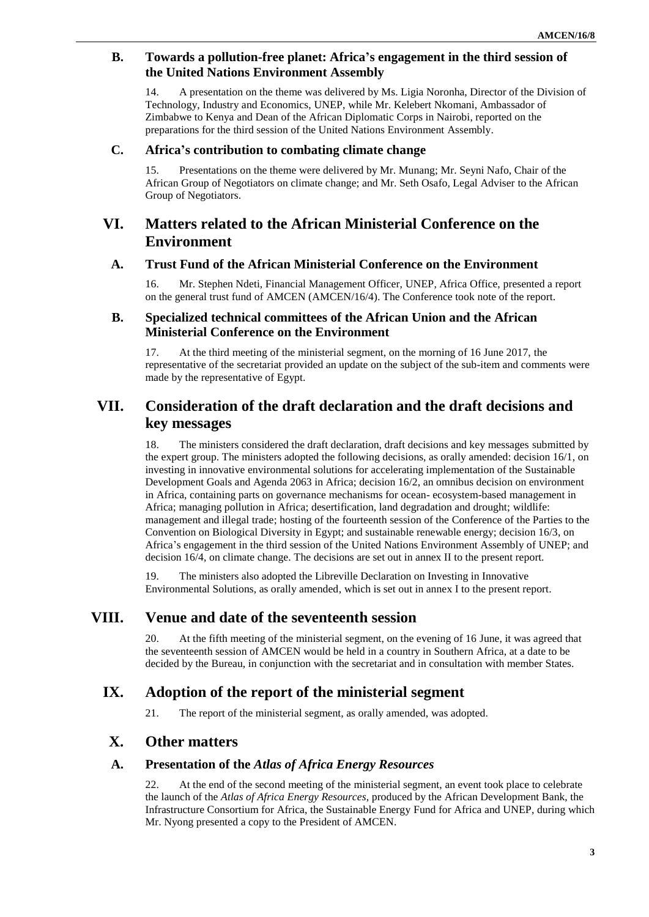### B. Towards a pollution-free planet: Africa's engagement in the third session of the United Nations Environment Assembly

14. A presentation on the theme was delivered by Ms. Ligia Noronha, Director of the Division of Technology, Industry and Economics, UNEP, while Mr. Kelebert Nkomani, Ambassador of Zimbabwe to Kenya and Dean of the African Diplomatic Corps in Nairobi, reported on the preparations for the third session of the United Nations Environment Assembly.

### C. Africa's contribution to combating climate change

15. Presentations on the theme were delivered by Mr. Munang; Mr. Seyni Nafo, Chair of the African Group of Negotiators on climate change; and Mr. Seth Osafo, Legal Adviser to the African Group of Negotiators.

## VI. Matters related to the African Ministerial Conference on the Environment

### A. Trust Fund of the African Ministerial Conference on the Environment

16. Mr. Stephen Ndeti, Financial Management Officer, UNEP, Africa Office, presented a report on the general trust fund of AMCEN (AMCEN/16/4). The Conference took note of the report.

### B. Specialized technical committees of the African Union and the African Ministerial Conference on the Environment

17. At the third meeting of the ministerial segment, on the morning of 16 June 2017, the representative of the secretariat provided an update on the subject of the sub-item and comments were made by the representative of Egypt.

## VII. Consideration of the draft declaration and the draft decisions and key messages

18. The ministers considered the draft declaration, draft decisions and key messages submitted by the expert group. The ministers adopted the following decisions, as orally amended: decision 16/1, on investing in innovative environmental solutions for accelerating implementation of the Sustainable Development Goals and Agenda 2063 in Africa; decision 16/2, an omnibus decision on environment in Africa, containing parts on governance mechanisms for ocean- ecosystem-based management in Africa; managing pollution in Africa; desertification, land degradation and drought; wildlife: management and illegal trade; hosting of the fourteenth session of the Conference of the Parties to the Convention on Biological Diversity in Egypt; and sustainable renewable energy; decision 16/3, on Africa's engagement in the third session of the United Nations Environment Assembly of UNEP; and decision 16/4, on climate change. The decisions are set out in annex II to the present report.

19. The ministers also adopted the Libreville Declaration on Investing in Innovative Environmental Solutions, as orally amended, which is set out in annex I to the present report.

## VIII. Venue and date of the seventeenth session

20. At the fifth meeting of the ministerial segment, on the evening of 16 June, it was agreed that the seventeenth session of AMCEN would be held in a country in Southern Africa, at a date to be decided by the Bureau, in conjunction with the secretariat and in consultation with member States.

## IX. Adoption of the report of the ministerial segment

21. The report of the ministerial segment, as orally amended, was adopted.

## X. Other matters

### A. Presentation of the *Atlas of Africa Energy Resources*

22. At the end of the second meeting of the ministerial segment, an event took place to celebrate the launch of the *Atlas of Africa Energy Resources*, produced by the African Development Bank, the Infrastructure Consortium for Africa, the Sustainable Energy Fund for Africa and UNEP, during which Mr. Nyong presented a copy to the President of AMCEN.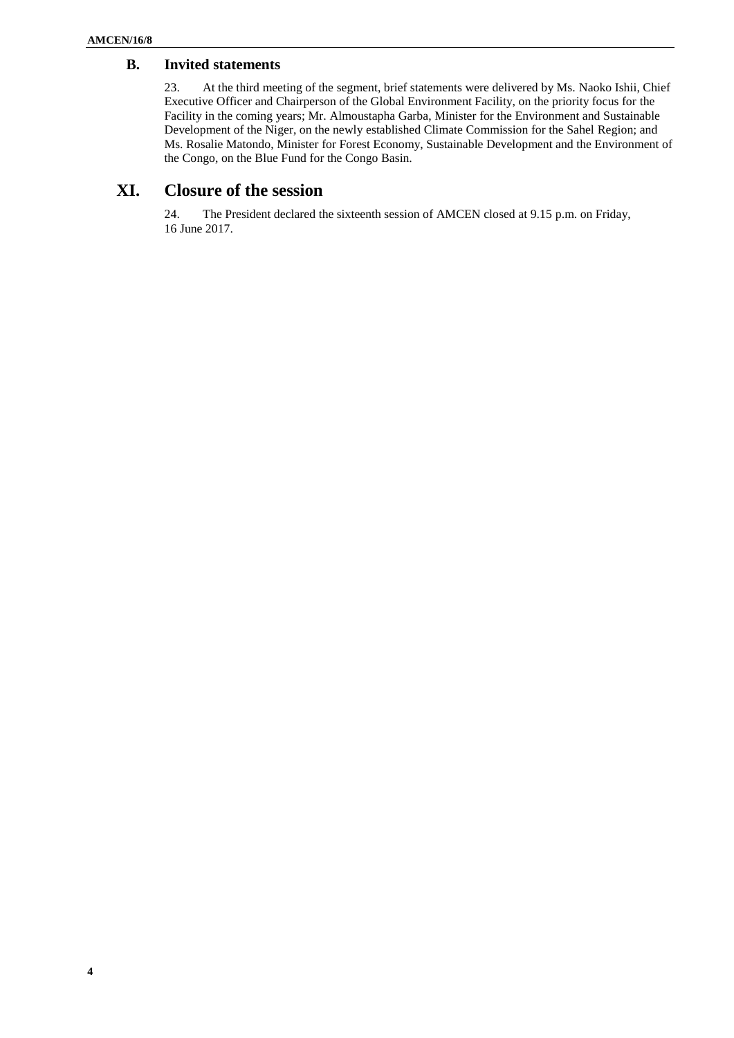### B. Invited statements

23. At the third meeting of the segment, brief statements were delivered by Ms. Naoko Ishii, Chief Executive Officer and Chairperson of the Global Environment Facility, on the priority focus for the Facility in the coming years; Mr. Almoustapha Garba, Minister for the Environment and Sustainable Development of the Niger, on the newly established Climate Commission for the Sahel Region; and Ms. Rosalie Matondo, Minister for Forest Economy, Sustainable Development and the Environment of the Congo, on the Blue Fund for the Congo Basin.

## XI. Closure of the session

24. The President declared the sixteenth session of AMCEN closed at 9.15 p.m. on Friday, 16 June 2017.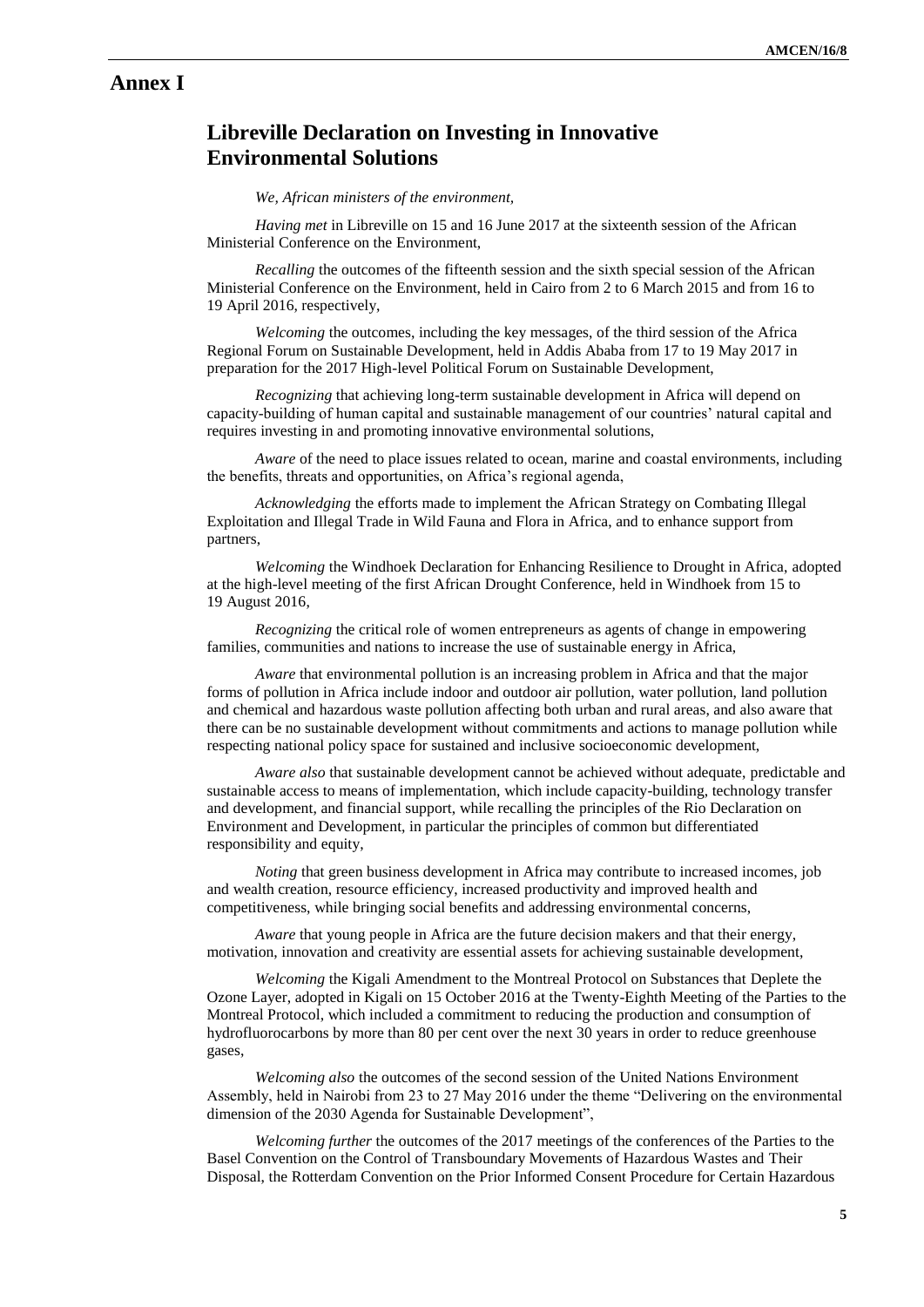# Annex I

## Libreville Declaration on Investing in Innovative Environmental Solutions

*We, African ministers of the environment,*

*Having met* in Libreville on 15 and 16 June 2017 at the sixteenth session of the African Ministerial Conference on the Environment,

*Recalling* the outcomes of the fifteenth session and the sixth special session of the African Ministerial Conference on the Environment, held in Cairo from 2 to 6 March 2015 and from 16 to 19 April 2016, respectively,

*Welcoming* the outcomes, including the key messages, of the third session of the Africa Regional Forum on Sustainable Development, held in Addis Ababa from 17 to 19 May 2017 in preparation for the 2017 High-level Political Forum on Sustainable Development,

*Recognizing* that achieving long-term sustainable development in Africa will depend on capacity-building of human capital and sustainable management of our countries' natural capital and requires investing in and promoting innovative environmental solutions,

*Aware* of the need to place issues related to ocean, marine and coastal environments, including the benefits, threats and opportunities, on Africa's regional agenda,

*Acknowledging* the efforts made to implement the African Strategy on Combating Illegal Exploitation and Illegal Trade in Wild Fauna and Flora in Africa, and to enhance support from partners,

*Welcoming* the Windhoek Declaration for Enhancing Resilience to Drought in Africa, adopted at the high-level meeting of the first African Drought Conference, held in Windhoek from 15 to 19 August 2016,

*Recognizing* the critical role of women entrepreneurs as agents of change in empowering families, communities and nations to increase the use of sustainable energy in Africa,

*Aware* that environmental pollution is an increasing problem in Africa and that the major forms of pollution in Africa include indoor and outdoor air pollution, water pollution, land pollution and chemical and hazardous waste pollution affecting both urban and rural areas, and also aware that there can be no sustainable development without commitments and actions to manage pollution while respecting national policy space for sustained and inclusive socioeconomic development,

*Aware also* that sustainable development cannot be achieved without adequate, predictable and sustainable access to means of implementation, which include capacity-building, technology transfer and development, and financial support, while recalling the principles of the Rio Declaration on Environment and Development, in particular the principles of common but differentiated responsibility and equity,

*Noting* that green business development in Africa may contribute to increased incomes, job and wealth creation, resource efficiency, increased productivity and improved health and competitiveness, while bringing social benefits and addressing environmental concerns,

*Aware* that young people in Africa are the future decision makers and that their energy, motivation, innovation and creativity are essential assets for achieving sustainable development,

*Welcoming* the Kigali Amendment to the Montreal Protocol on Substances that Deplete the Ozone Layer, adopted in Kigali on 15 October 2016 at the Twenty-Eighth Meeting of the Parties to the Montreal Protocol, which included a commitment to reducing the production and consumption of hydrofluorocarbons by more than 80 per cent over the next 30 years in order to reduce greenhouse gases,

*Welcoming also* the outcomes of the second session of the United Nations Environment Assembly, held in Nairobi from 23 to 27 May 2016 under the theme "Delivering on the environmental dimension of the 2030 Agenda for Sustainable Development",

*Welcoming further* the outcomes of the 2017 meetings of the conferences of the Parties to the Basel Convention on the Control of Transboundary Movements of Hazardous Wastes and Their Disposal, the Rotterdam Convention on the Prior Informed Consent Procedure for Certain Hazardous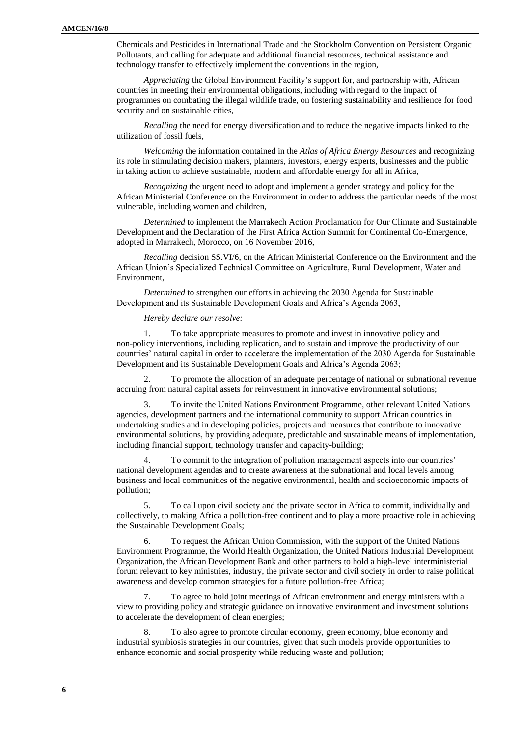Chemicals and Pesticides in International Trade and the Stockholm Convention on Persistent Organic Pollutants, and calling for adequate and additional financial resources, technical assistance and technology transfer to effectively implement the conventions in the region,

*Appreciating* the Global Environment Facility's support for, and partnership with, African countries in meeting their environmental obligations, including with regard to the impact of programmes on combating the illegal wildlife trade, on fostering sustainability and resilience for food security and on sustainable cities,

*Recalling* the need for energy diversification and to reduce the negative impacts linked to the utilization of fossil fuels,

*Welcoming* the information contained in the *Atlas of Africa Energy Resources* and recognizing its role in stimulating decision makers, planners, investors, energy experts, businesses and the public in taking action to achieve sustainable, modern and affordable energy for all in Africa,

*Recognizing* the urgent need to adopt and implement a gender strategy and policy for the African Ministerial Conference on the Environment in order to address the particular needs of the most vulnerable, including women and children,

*Determined* to implement the Marrakech Action Proclamation for Our Climate and Sustainable Development and the Declaration of the First Africa Action Summit for Continental Co-Emergence, adopted in Marrakech, Morocco, on 16 November 2016,

*Recalling* decision SS.VI/6, on the African Ministerial Conference on the Environment and the African Union's Specialized Technical Committee on Agriculture, Rural Development, Water and Environment,

*Determined* to strengthen our efforts in achieving the 2030 Agenda for Sustainable Development and its Sustainable Development Goals and Africa's Agenda 2063,

*Hereby declare our resolve:*

1. To take appropriate measures to promote and invest in innovative policy and non-policy interventions, including replication, and to sustain and improve the productivity of our countries' natural capital in order to accelerate the implementation of the 2030 Agenda for Sustainable Development and its Sustainable Development Goals and Africa's Agenda 2063;

2. To promote the allocation of an adequate percentage of national or subnational revenue accruing from natural capital assets for reinvestment in innovative environmental solutions;

3. To invite the United Nations Environment Programme, other relevant United Nations agencies, development partners and the international community to support African countries in undertaking studies and in developing policies, projects and measures that contribute to innovative environmental solutions, by providing adequate, predictable and sustainable means of implementation, including financial support, technology transfer and capacity-building;

4. To commit to the integration of pollution management aspects into our countries' national development agendas and to create awareness at the subnational and local levels among business and local communities of the negative environmental, health and socioeconomic impacts of pollution;

5. To call upon civil society and the private sector in Africa to commit, individually and collectively, to making Africa a pollution-free continent and to play a more proactive role in achieving the Sustainable Development Goals;

6. To request the African Union Commission, with the support of the United Nations Environment Programme, the World Health Organization, the United Nations Industrial Development Organization, the African Development Bank and other partners to hold a high-level interministerial forum relevant to key ministries, industry, the private sector and civil society in order to raise political awareness and develop common strategies for a future pollution-free Africa;

7. To agree to hold joint meetings of African environment and energy ministers with a view to providing policy and strategic guidance on innovative environment and investment solutions to accelerate the development of clean energies;

8. To also agree to promote circular economy, green economy, blue economy and industrial symbiosis strategies in our countries, given that such models provide opportunities to enhance economic and social prosperity while reducing waste and pollution;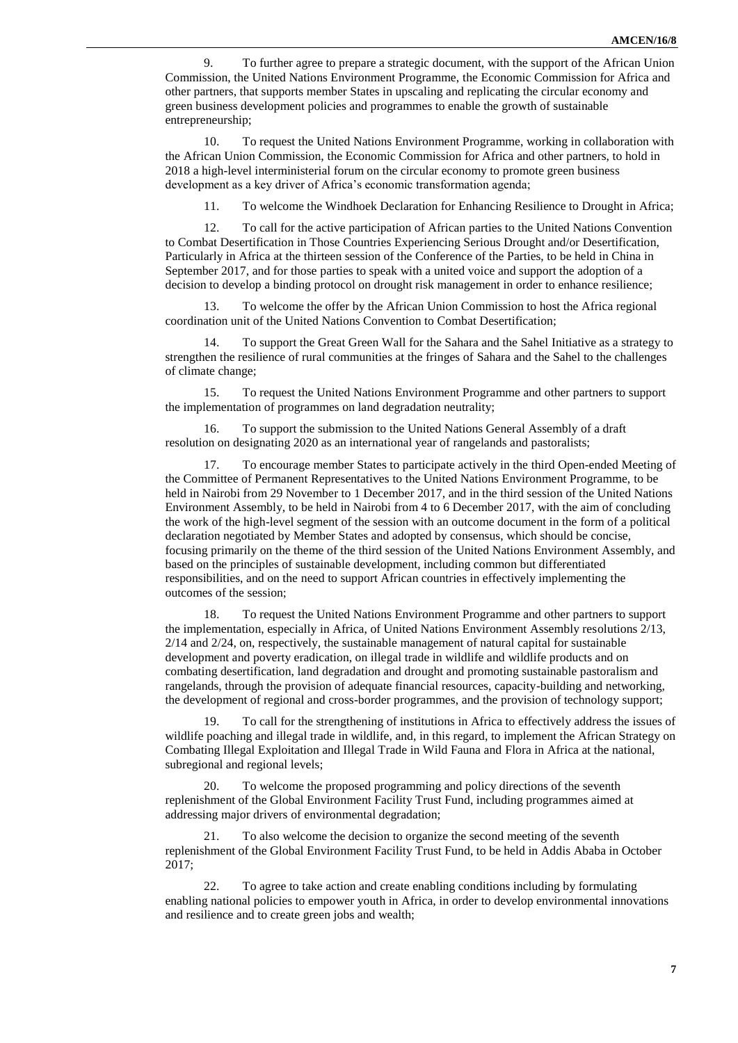9. To further agree to prepare a strategic document, with the support of the African Union Commission, the United Nations Environment Programme, the Economic Commission for Africa and other partners, that supports member States in upscaling and replicating the circular economy and green business development policies and programmes to enable the growth of sustainable entrepreneurship;

10. To request the United Nations Environment Programme, working in collaboration with the African Union Commission, the Economic Commission for Africa and other partners, to hold in 2018 a high-level interministerial forum on the circular economy to promote green business development as a key driver of Africa's economic transformation agenda;

11. To welcome the Windhoek Declaration for Enhancing Resilience to Drought in Africa;

12. To call for the active participation of African parties to the United Nations Convention to Combat Desertification in Those Countries Experiencing Serious Drought and/or Desertification, Particularly in Africa at the thirteen session of the Conference of the Parties, to be held in China in September 2017, and for those parties to speak with a united voice and support the adoption of a decision to develop a binding protocol on drought risk management in order to enhance resilience;

13. To welcome the offer by the African Union Commission to host the Africa regional coordination unit of the United Nations Convention to Combat Desertification;

14. To support the Great Green Wall for the Sahara and the Sahel Initiative as a strategy to strengthen the resilience of rural communities at the fringes of Sahara and the Sahel to the challenges of climate change;

15. To request the United Nations Environment Programme and other partners to support the implementation of programmes on land degradation neutrality;

16. To support the submission to the United Nations General Assembly of a draft resolution on designating 2020 as an international year of rangelands and pastoralists;

17. To encourage member States to participate actively in the third Open-ended Meeting of the Committee of Permanent Representatives to the United Nations Environment Programme, to be held in Nairobi from 29 November to 1 December 2017, and in the third session of the United Nations Environment Assembly, to be held in Nairobi from 4 to 6 December 2017, with the aim of concluding the work of the high-level segment of the session with an outcome document in the form of a political declaration negotiated by Member States and adopted by consensus, which should be concise, focusing primarily on the theme of the third session of the United Nations Environment Assembly, and based on the principles of sustainable development, including common but differentiated responsibilities, and on the need to support African countries in effectively implementing the outcomes of the session;

18. To request the United Nations Environment Programme and other partners to support the implementation, especially in Africa, of United Nations Environment Assembly resolutions 2/13, 2/14 and 2/24, on, respectively, the sustainable management of natural capital for sustainable development and poverty eradication, on illegal trade in wildlife and wildlife products and on combating desertification, land degradation and drought and promoting sustainable pastoralism and rangelands, through the provision of adequate financial resources, capacity-building and networking, the development of regional and cross-border programmes, and the provision of technology support;

19. To call for the strengthening of institutions in Africa to effectively address the issues of wildlife poaching and illegal trade in wildlife, and, in this regard, to implement the African Strategy on Combating Illegal Exploitation and Illegal Trade in Wild Fauna and Flora in Africa at the national, subregional and regional levels;

20. To welcome the proposed programming and policy directions of the seventh replenishment of the Global Environment Facility Trust Fund, including programmes aimed at addressing major drivers of environmental degradation;

21. To also welcome the decision to organize the second meeting of the seventh replenishment of the Global Environment Facility Trust Fund, to be held in Addis Ababa in October 2017;

22. To agree to take action and create enabling conditions including by formulating enabling national policies to empower youth in Africa, in order to develop environmental innovations and resilience and to create green jobs and wealth;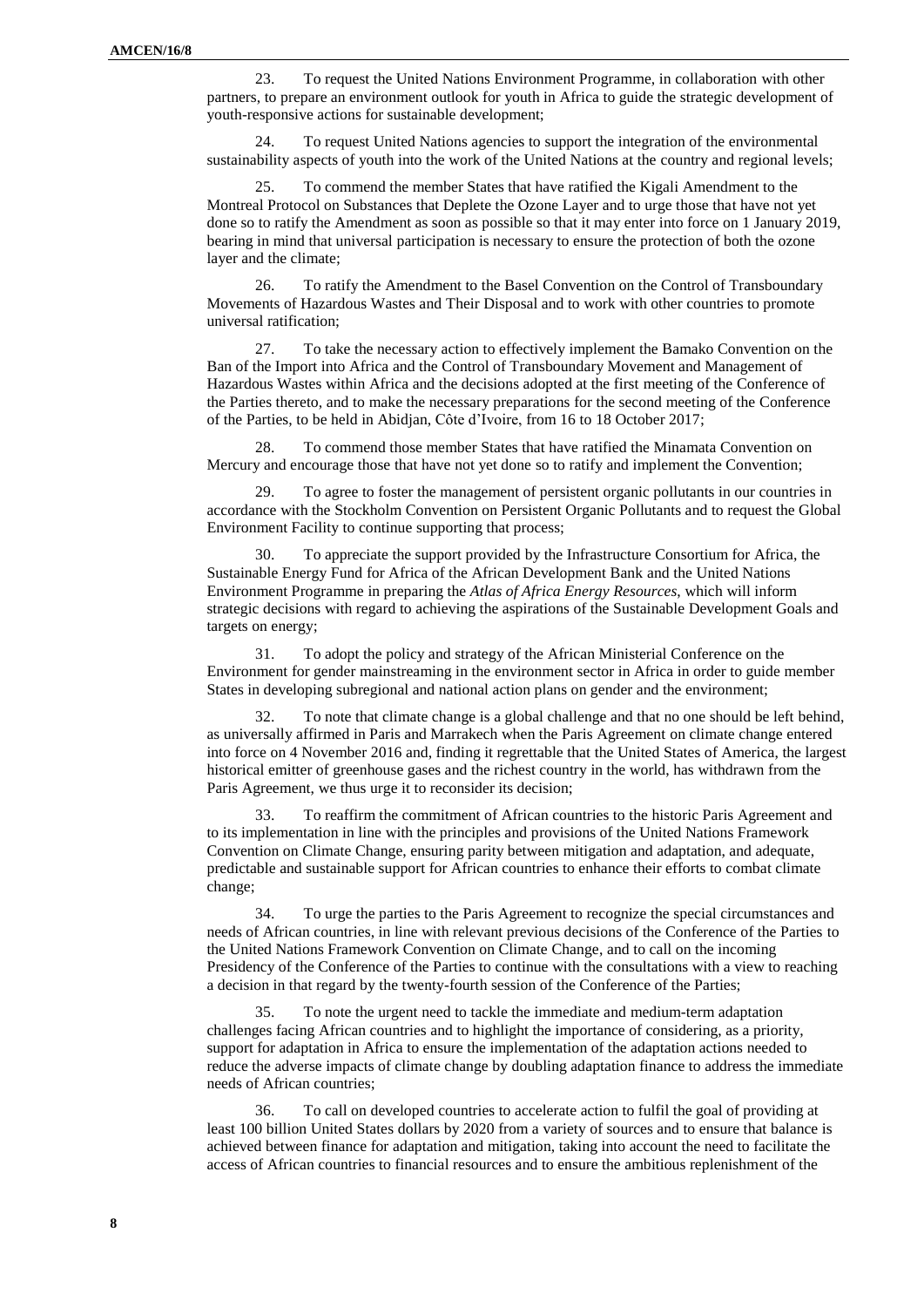23. To request the United Nations Environment Programme, in collaboration with other partners, to prepare an environment outlook for youth in Africa to guide the strategic development of youth-responsive actions for sustainable development;

24. To request United Nations agencies to support the integration of the environmental sustainability aspects of youth into the work of the United Nations at the country and regional levels;

25. To commend the member States that have ratified the Kigali Amendment to the Montreal Protocol on Substances that Deplete the Ozone Layer and to urge those that have not yet done so to ratify the Amendment as soon as possible so that it may enter into force on 1 January 2019, bearing in mind that universal participation is necessary to ensure the protection of both the ozone layer and the climate;

26. To ratify the Amendment to the Basel Convention on the Control of Transboundary Movements of Hazardous Wastes and Their Disposal and to work with other countries to promote universal ratification;

27. To take the necessary action to effectively implement the Bamako Convention on the Ban of the Import into Africa and the Control of Transboundary Movement and Management of Hazardous Wastes within Africa and the decisions adopted at the first meeting of the Conference of the Parties thereto, and to make the necessary preparations for the second meeting of the Conference of the Parties, to be held in Abidjan, Côte d'Ivoire, from 16 to 18 October 2017;

28. To commend those member States that have ratified the Minamata Convention on Mercury and encourage those that have not yet done so to ratify and implement the Convention;

29. To agree to foster the management of persistent organic pollutants in our countries in accordance with the Stockholm Convention on Persistent Organic Pollutants and to request the Global Environment Facility to continue supporting that process;

30. To appreciate the support provided by the Infrastructure Consortium for Africa, the Sustainable Energy Fund for Africa of the African Development Bank and the United Nations Environment Programme in preparing the *Atlas of Africa Energy Resources*, which will inform strategic decisions with regard to achieving the aspirations of the Sustainable Development Goals and targets on energy;

31. To adopt the policy and strategy of the African Ministerial Conference on the Environment for gender mainstreaming in the environment sector in Africa in order to guide member States in developing subregional and national action plans on gender and the environment;

32. To note that climate change is a global challenge and that no one should be left behind, as universally affirmed in Paris and Marrakech when the Paris Agreement on climate change entered into force on 4 November 2016 and, finding it regrettable that the United States of America, the largest historical emitter of greenhouse gases and the richest country in the world, has withdrawn from the Paris Agreement, we thus urge it to reconsider its decision;

33. To reaffirm the commitment of African countries to the historic Paris Agreement and to its implementation in line with the principles and provisions of the United Nations Framework Convention on Climate Change, ensuring parity between mitigation and adaptation, and adequate, predictable and sustainable support for African countries to enhance their efforts to combat climate change;

34. To urge the parties to the Paris Agreement to recognize the special circumstances and needs of African countries, in line with relevant previous decisions of the Conference of the Parties to the United Nations Framework Convention on Climate Change, and to call on the incoming Presidency of the Conference of the Parties to continue with the consultations with a view to reaching a decision in that regard by the twenty-fourth session of the Conference of the Parties;

35. To note the urgent need to tackle the immediate and medium-term adaptation challenges facing African countries and to highlight the importance of considering, as a priority, support for adaptation in Africa to ensure the implementation of the adaptation actions needed to reduce the adverse impacts of climate change by doubling adaptation finance to address the immediate needs of African countries;

36. To call on developed countries to accelerate action to fulfil the goal of providing at least 100 billion United States dollars by 2020 from a variety of sources and to ensure that balance is achieved between finance for adaptation and mitigation, taking into account the need to facilitate the access of African countries to financial resources and to ensure the ambitious replenishment of the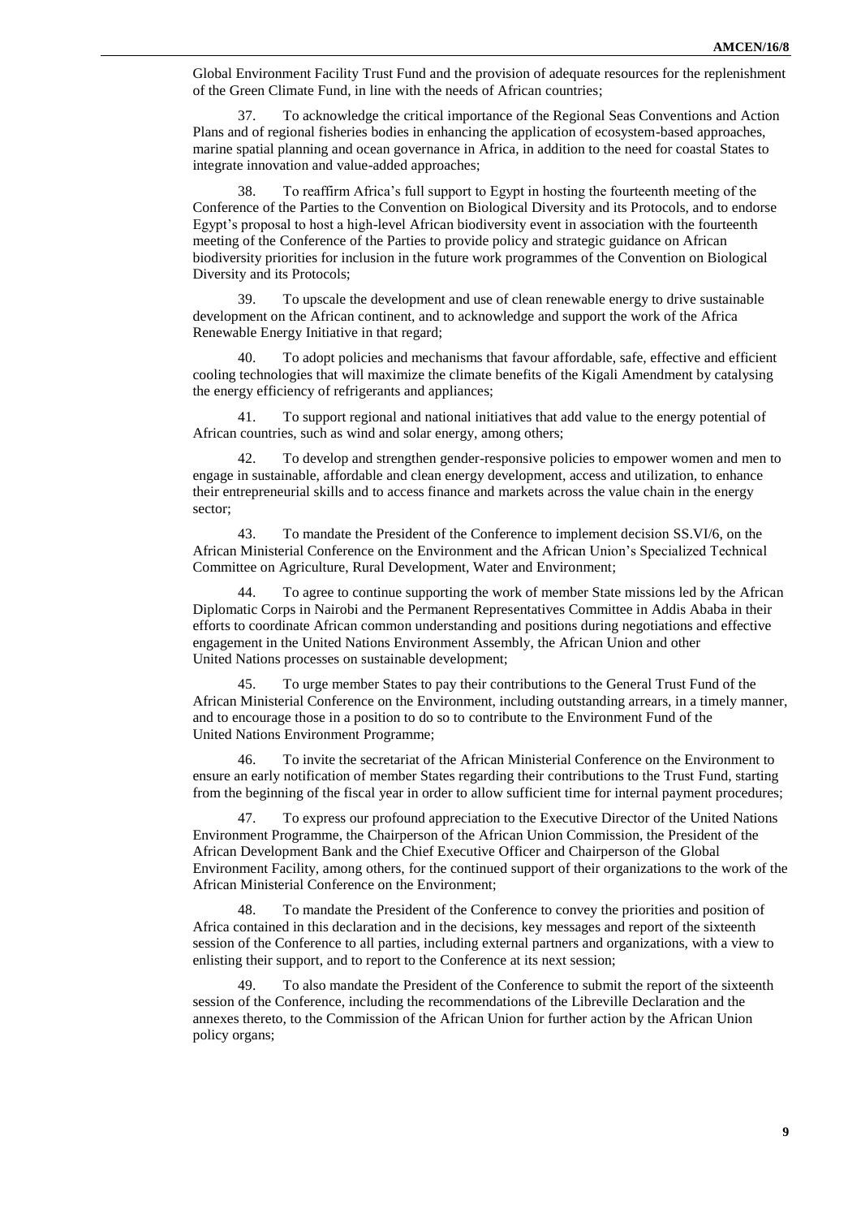Global Environment Facility Trust Fund and the provision of adequate resources for the replenishment of the Green Climate Fund, in line with the needs of African countries;

37. To acknowledge the critical importance of the Regional Seas Conventions and Action Plans and of regional fisheries bodies in enhancing the application of ecosystem-based approaches, marine spatial planning and ocean governance in Africa, in addition to the need for coastal States to integrate innovation and value-added approaches;

38. To reaffirm Africa's full support to Egypt in hosting the fourteenth meeting of the Conference of the Parties to the Convention on Biological Diversity and its Protocols, and to endorse Egypt's proposal to host a high-level African biodiversity event in association with the fourteenth meeting of the Conference of the Parties to provide policy and strategic guidance on African biodiversity priorities for inclusion in the future work programmes of the Convention on Biological Diversity and its Protocols;

39. To upscale the development and use of clean renewable energy to drive sustainable development on the African continent, and to acknowledge and support the work of the Africa Renewable Energy Initiative in that regard;

40. To adopt policies and mechanisms that favour affordable, safe, effective and efficient cooling technologies that will maximize the climate benefits of the Kigali Amendment by catalysing the energy efficiency of refrigerants and appliances;

41. To support regional and national initiatives that add value to the energy potential of African countries, such as wind and solar energy, among others;

42. To develop and strengthen gender-responsive policies to empower women and men to engage in sustainable, affordable and clean energy development, access and utilization, to enhance their entrepreneurial skills and to access finance and markets across the value chain in the energy sector;

43. To mandate the President of the Conference to implement decision SS.VI/6, on the African Ministerial Conference on the Environment and the African Union's Specialized Technical Committee on Agriculture, Rural Development, Water and Environment;

44. To agree to continue supporting the work of member State missions led by the African Diplomatic Corps in Nairobi and the Permanent Representatives Committee in Addis Ababa in their efforts to coordinate African common understanding and positions during negotiations and effective engagement in the United Nations Environment Assembly, the African Union and other United Nations processes on sustainable development;

45. To urge member States to pay their contributions to the General Trust Fund of the African Ministerial Conference on the Environment, including outstanding arrears, in a timely manner, and to encourage those in a position to do so to contribute to the Environment Fund of the United Nations Environment Programme;

46. To invite the secretariat of the African Ministerial Conference on the Environment to ensure an early notification of member States regarding their contributions to the Trust Fund, starting from the beginning of the fiscal year in order to allow sufficient time for internal payment procedures;

47. To express our profound appreciation to the Executive Director of the United Nations Environment Programme, the Chairperson of the African Union Commission, the President of the African Development Bank and the Chief Executive Officer and Chairperson of the Global Environment Facility, among others, for the continued support of their organizations to the work of the African Ministerial Conference on the Environment;

48. To mandate the President of the Conference to convey the priorities and position of Africa contained in this declaration and in the decisions, key messages and report of the sixteenth session of the Conference to all parties, including external partners and organizations, with a view to enlisting their support, and to report to the Conference at its next session;

49. To also mandate the President of the Conference to submit the report of the sixteenth session of the Conference, including the recommendations of the Libreville Declaration and the annexes thereto, to the Commission of the African Union for further action by the African Union policy organs;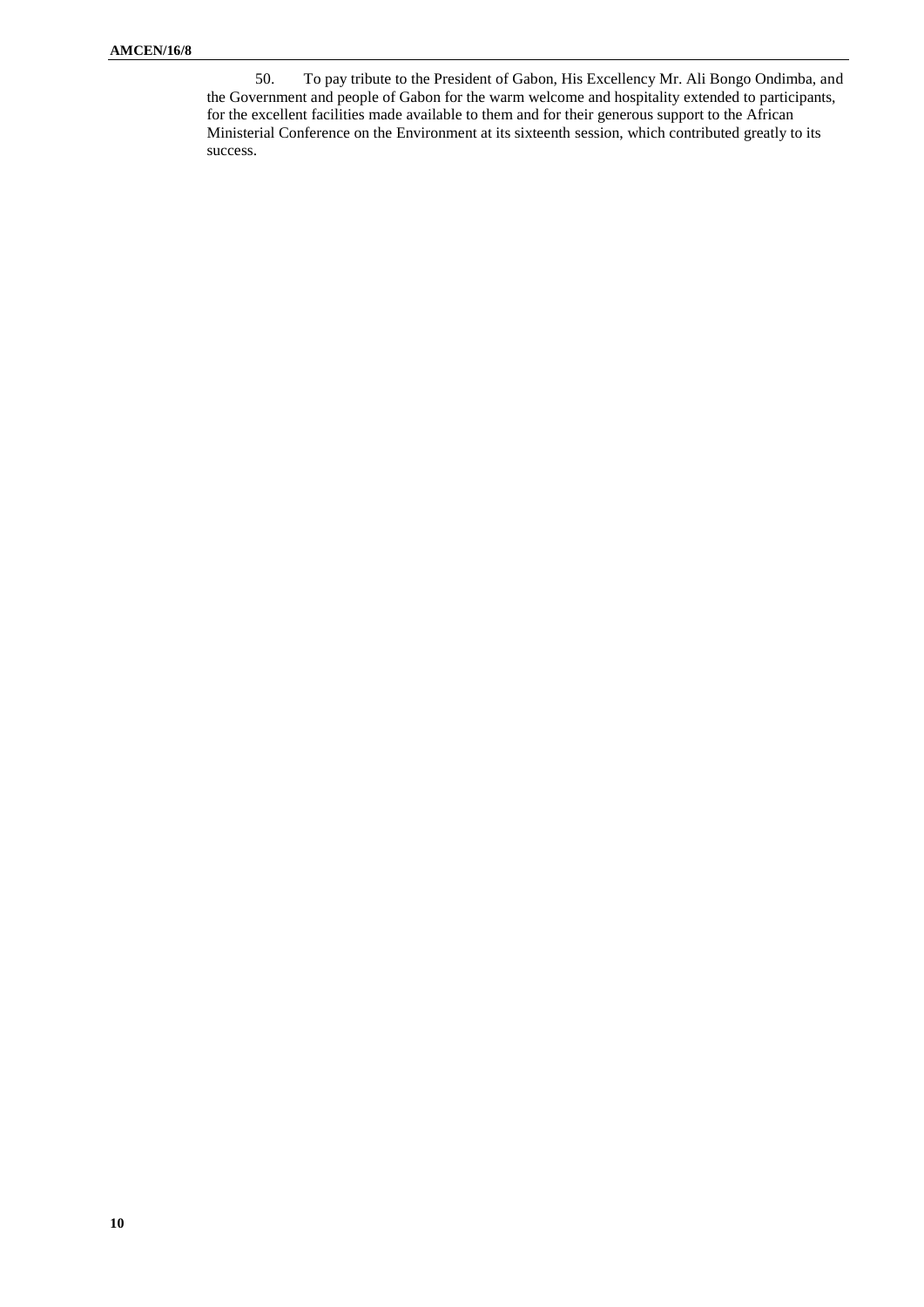50. To pay tribute to the President of Gabon, His Excellency Mr. Ali Bongo Ondimba, and the Government and people of Gabon for the warm welcome and hospitality extended to participants, for the excellent facilities made available to them and for their generous support to the African Ministerial Conference on the Environment at its sixteenth session, which contributed greatly to its success.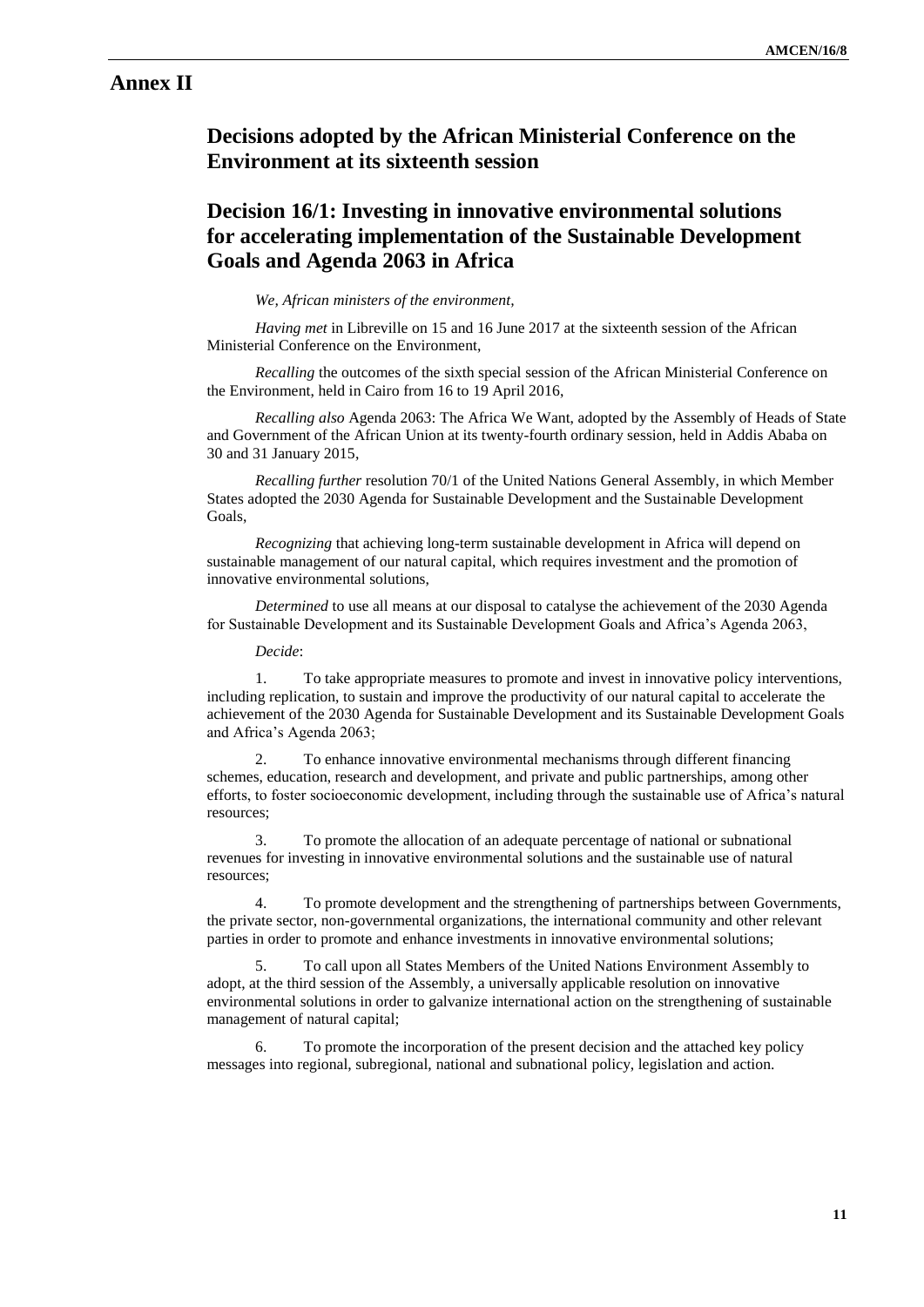# Annex II

## Decisions adopted by the African Ministerial Conference on the Environment at its sixteenth session

## Decision 16/1: Investing in innovative environmental solutions for accelerating implementation of the Sustainable Development Goals and Agenda 2063 in Africa

*We, African ministers of the environment,*

*Having met* in Libreville on 15 and 16 June 2017 at the sixteenth session of the African Ministerial Conference on the Environment,

*Recalling* the outcomes of the sixth special session of the African Ministerial Conference on the Environment, held in Cairo from 16 to 19 April 2016,

*Recalling also* Agenda 2063: The Africa We Want, adopted by the Assembly of Heads of State and Government of the African Union at its twenty-fourth ordinary session, held in Addis Ababa on 30 and 31 January 2015,

*Recalling further* resolution 70/1 of the United Nations General Assembly, in which Member States adopted the 2030 Agenda for Sustainable Development and the Sustainable Development Goals,

*Recognizing* that achieving long-term sustainable development in Africa will depend on sustainable management of our natural capital, which requires investment and the promotion of innovative environmental solutions,

*Determined* to use all means at our disposal to catalyse the achievement of the 2030 Agenda for Sustainable Development and its Sustainable Development Goals and Africa's Agenda 2063,

*Decide*:

1. To take appropriate measures to promote and invest in innovative policy interventions, including replication, to sustain and improve the productivity of our natural capital to accelerate the achievement of the 2030 Agenda for Sustainable Development and its Sustainable Development Goals and Africa's Agenda 2063;

2. To enhance innovative environmental mechanisms through different financing schemes, education, research and development, and private and public partnerships, among other efforts, to foster socioeconomic development, including through the sustainable use of Africa's natural resources;

3. To promote the allocation of an adequate percentage of national or subnational revenues for investing in innovative environmental solutions and the sustainable use of natural resources;

4. To promote development and the strengthening of partnerships between Governments, the private sector, non-governmental organizations, the international community and other relevant parties in order to promote and enhance investments in innovative environmental solutions;

5. To call upon all States Members of the United Nations Environment Assembly to adopt, at the third session of the Assembly, a universally applicable resolution on innovative environmental solutions in order to galvanize international action on the strengthening of sustainable management of natural capital;

6. To promote the incorporation of the present decision and the attached key policy messages into regional, subregional, national and subnational policy, legislation and action.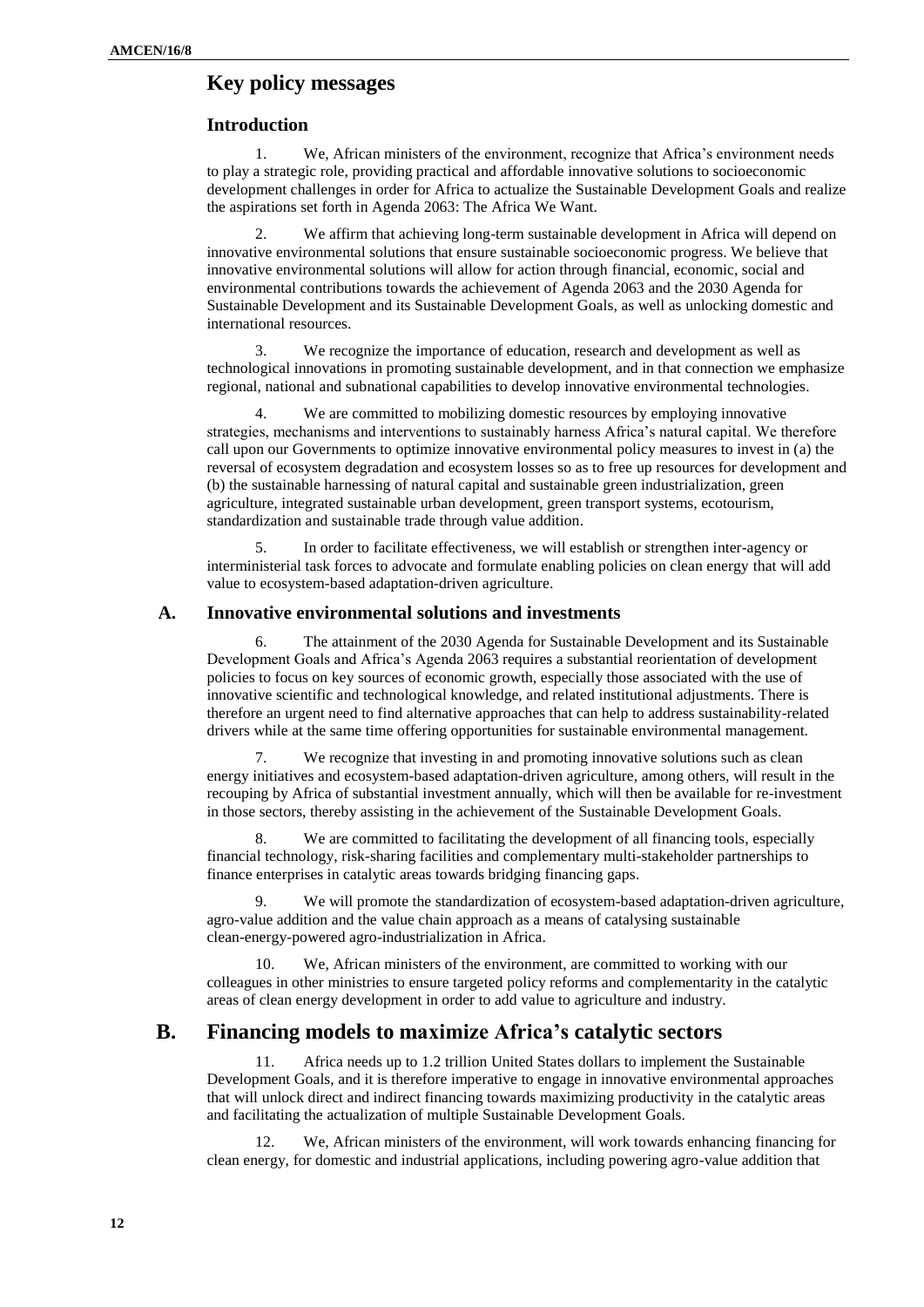## Key policy messages

### Introduction

1. We, African ministers of the environment, recognize that Africa's environment needs to play a strategic role, providing practical and affordable innovative solutions to socioeconomic development challenges in order for Africa to actualize the Sustainable Development Goals and realize the aspirations set forth in Agenda 2063: The Africa We Want.

2. We affirm that achieving long-term sustainable development in Africa will depend on innovative environmental solutions that ensure sustainable socioeconomic progress. We believe that innovative environmental solutions will allow for action through financial, economic, social and environmental contributions towards the achievement of Agenda 2063 and the 2030 Agenda for Sustainable Development and its Sustainable Development Goals, as well as unlocking domestic and international resources.

3. We recognize the importance of education, research and development as well as technological innovations in promoting sustainable development, and in that connection we emphasize regional, national and subnational capabilities to develop innovative environmental technologies.

4. We are committed to mobilizing domestic resources by employing innovative strategies, mechanisms and interventions to sustainably harness Africa's natural capital. We therefore call upon our Governments to optimize innovative environmental policy measures to invest in (a) the reversal of ecosystem degradation and ecosystem losses so as to free up resources for development and (b) the sustainable harnessing of natural capital and sustainable green industrialization, green agriculture, integrated sustainable urban development, green transport systems, ecotourism, standardization and sustainable trade through value addition.

5. In order to facilitate effectiveness, we will establish or strengthen inter-agency or interministerial task forces to advocate and formulate enabling policies on clean energy that will add value to ecosystem-based adaptation-driven agriculture.

### A. Innovative environmental solutions and investments

6. The attainment of the 2030 Agenda for Sustainable Development and its Sustainable Development Goals and Africa's Agenda 2063 requires a substantial reorientation of development policies to focus on key sources of economic growth, especially those associated with the use of innovative scientific and technological knowledge, and related institutional adjustments. There is therefore an urgent need to find alternative approaches that can help to address sustainability-related drivers while at the same time offering opportunities for sustainable environmental management.

7. We recognize that investing in and promoting innovative solutions such as clean energy initiatives and ecosystem-based adaptation-driven agriculture, among others, will result in the recouping by Africa of substantial investment annually, which will then be available for re-investment in those sectors, thereby assisting in the achievement of the Sustainable Development Goals.

8. We are committed to facilitating the development of all financing tools, especially financial technology, risk-sharing facilities and complementary multi-stakeholder partnerships to finance enterprises in catalytic areas towards bridging financing gaps.

9. We will promote the standardization of ecosystem-based adaptation-driven agriculture, agro-value addition and the value chain approach as a means of catalysing sustainable clean-energy-powered agro-industrialization in Africa.

10. We, African ministers of the environment, are committed to working with our colleagues in other ministries to ensure targeted policy reforms and complementarity in the catalytic areas of clean energy development in order to add value to agriculture and industry.

## B. Financing models to maximize Africa's catalytic sectors

11. Africa needs up to 1.2 trillion United States dollars to implement the Sustainable Development Goals, and it is therefore imperative to engage in innovative environmental approaches that will unlock direct and indirect financing towards maximizing productivity in the catalytic areas and facilitating the actualization of multiple Sustainable Development Goals.

12. We, African ministers of the environment, will work towards enhancing financing for clean energy, for domestic and industrial applications, including powering agro-value addition that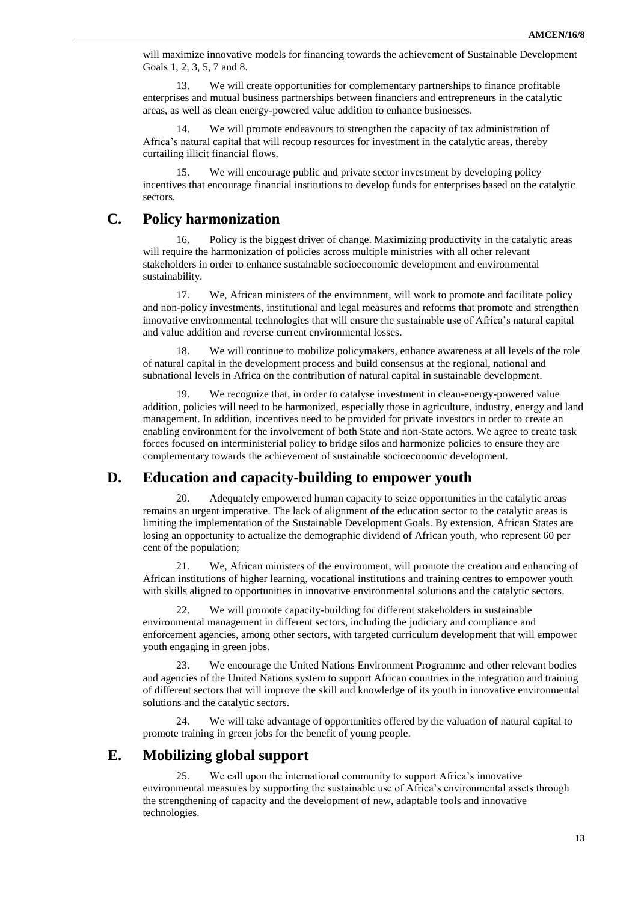will maximize innovative models for financing towards the achievement of Sustainable Development Goals 1, 2, 3, 5, 7 and 8.

13. We will create opportunities for complementary partnerships to finance profitable enterprises and mutual business partnerships between financiers and entrepreneurs in the catalytic areas, as well as clean energy-powered value addition to enhance businesses.

14. We will promote endeavours to strengthen the capacity of tax administration of Africa's natural capital that will recoup resources for investment in the catalytic areas, thereby curtailing illicit financial flows.

15. We will encourage public and private sector investment by developing policy incentives that encourage financial institutions to develop funds for enterprises based on the catalytic sectors.

## C. Policy harmonization

16. Policy is the biggest driver of change. Maximizing productivity in the catalytic areas will require the harmonization of policies across multiple ministries with all other relevant stakeholders in order to enhance sustainable socioeconomic development and environmental sustainability.

17. We, African ministers of the environment, will work to promote and facilitate policy and non-policy investments, institutional and legal measures and reforms that promote and strengthen innovative environmental technologies that will ensure the sustainable use of Africa's natural capital and value addition and reverse current environmental losses.

18. We will continue to mobilize policymakers, enhance awareness at all levels of the role of natural capital in the development process and build consensus at the regional, national and subnational levels in Africa on the contribution of natural capital in sustainable development.

19. We recognize that, in order to catalyse investment in clean-energy-powered value addition, policies will need to be harmonized, especially those in agriculture, industry, energy and land management. In addition, incentives need to be provided for private investors in order to create an enabling environment for the involvement of both State and non-State actors. We agree to create task forces focused on interministerial policy to bridge silos and harmonize policies to ensure they are complementary towards the achievement of sustainable socioeconomic development.

## D. Education and capacity-building to empower youth

20. Adequately empowered human capacity to seize opportunities in the catalytic areas remains an urgent imperative. The lack of alignment of the education sector to the catalytic areas is limiting the implementation of the Sustainable Development Goals. By extension, African States are losing an opportunity to actualize the demographic dividend of African youth, who represent 60 per cent of the population;

21. We, African ministers of the environment, will promote the creation and enhancing of African institutions of higher learning, vocational institutions and training centres to empower youth with skills aligned to opportunities in innovative environmental solutions and the catalytic sectors.

22. We will promote capacity-building for different stakeholders in sustainable environmental management in different sectors, including the judiciary and compliance and enforcement agencies, among other sectors, with targeted curriculum development that will empower youth engaging in green jobs.

23. We encourage the United Nations Environment Programme and other relevant bodies and agencies of the United Nations system to support African countries in the integration and training of different sectors that will improve the skill and knowledge of its youth in innovative environmental solutions and the catalytic sectors.

24. We will take advantage of opportunities offered by the valuation of natural capital to promote training in green jobs for the benefit of young people.

## E. Mobilizing global support

25. We call upon the international community to support Africa's innovative environmental measures by supporting the sustainable use of Africa's environmental assets through the strengthening of capacity and the development of new, adaptable tools and innovative technologies.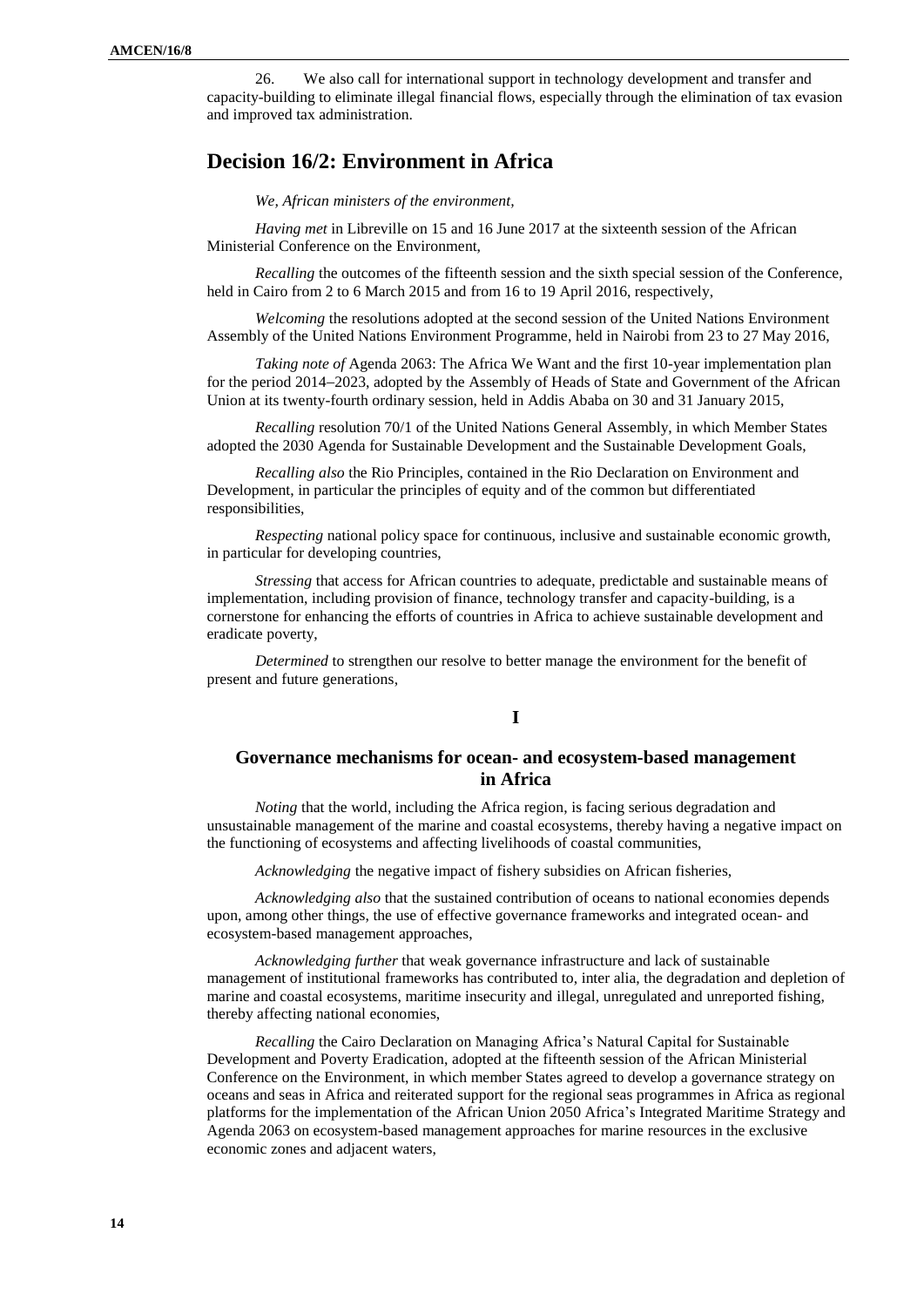26. We also call for international support in technology development and transfer and capacity-building to eliminate illegal financial flows, especially through the elimination of tax evasion and improved tax administration.

## Decision 16/2: Environment in Africa

*We, African ministers of the environment,*

*Having met* in Libreville on 15 and 16 June 2017 at the sixteenth session of the African Ministerial Conference on the Environment,

*Recalling* the outcomes of the fifteenth session and the sixth special session of the Conference, held in Cairo from 2 to 6 March 2015 and from 16 to 19 April 2016, respectively,

*Welcoming* the resolutions adopted at the second session of the United Nations Environment Assembly of the United Nations Environment Programme, held in Nairobi from 23 to 27 May 2016,

*Taking note of* Agenda 2063: The Africa We Want and the first 10-year implementation plan for the period 2014–2023, adopted by the Assembly of Heads of State and Government of the African Union at its twenty-fourth ordinary session, held in Addis Ababa on 30 and 31 January 2015,

*Recalling* resolution 70/1 of the United Nations General Assembly, in which Member States adopted the 2030 Agenda for Sustainable Development and the Sustainable Development Goals,

*Recalling also* the Rio Principles, contained in the Rio Declaration on Environment and Development, in particular the principles of equity and of the common but differentiated responsibilities,

*Respecting* national policy space for continuous, inclusive and sustainable economic growth, in particular for developing countries,

*Stressing* that access for African countries to adequate, predictable and sustainable means of implementation, including provision of finance, technology transfer and capacity-building, is a cornerstone for enhancing the efforts of countries in Africa to achieve sustainable development and eradicate poverty,

*Determined* to strengthen our resolve to better manage the environment for the benefit of present and future generations,

**I**

### Governance mechanisms for ocean- and ecosystem-based management in Africa

*Noting* that the world, including the Africa region, is facing serious degradation and unsustainable management of the marine and coastal ecosystems, thereby having a negative impact on the functioning of ecosystems and affecting livelihoods of coastal communities,

*Acknowledging* the negative impact of fishery subsidies on African fisheries,

*Acknowledging also* that the sustained contribution of oceans to national economies depends upon, among other things, the use of effective governance frameworks and integrated ocean- and ecosystem-based management approaches,

*Acknowledging further* that weak governance infrastructure and lack of sustainable management of institutional frameworks has contributed to, inter alia, the degradation and depletion of marine and coastal ecosystems, maritime insecurity and illegal, unregulated and unreported fishing, thereby affecting national economies,

*Recalling* the Cairo Declaration on Managing Africa's Natural Capital for Sustainable Development and Poverty Eradication, adopted at the fifteenth session of the African Ministerial Conference on the Environment, in which member States agreed to develop a governance strategy on oceans and seas in Africa and reiterated support for the regional seas programmes in Africa as regional platforms for the implementation of the African Union 2050 Africa's Integrated Maritime Strategy and Agenda 2063 on ecosystem-based management approaches for marine resources in the exclusive economic zones and adjacent waters,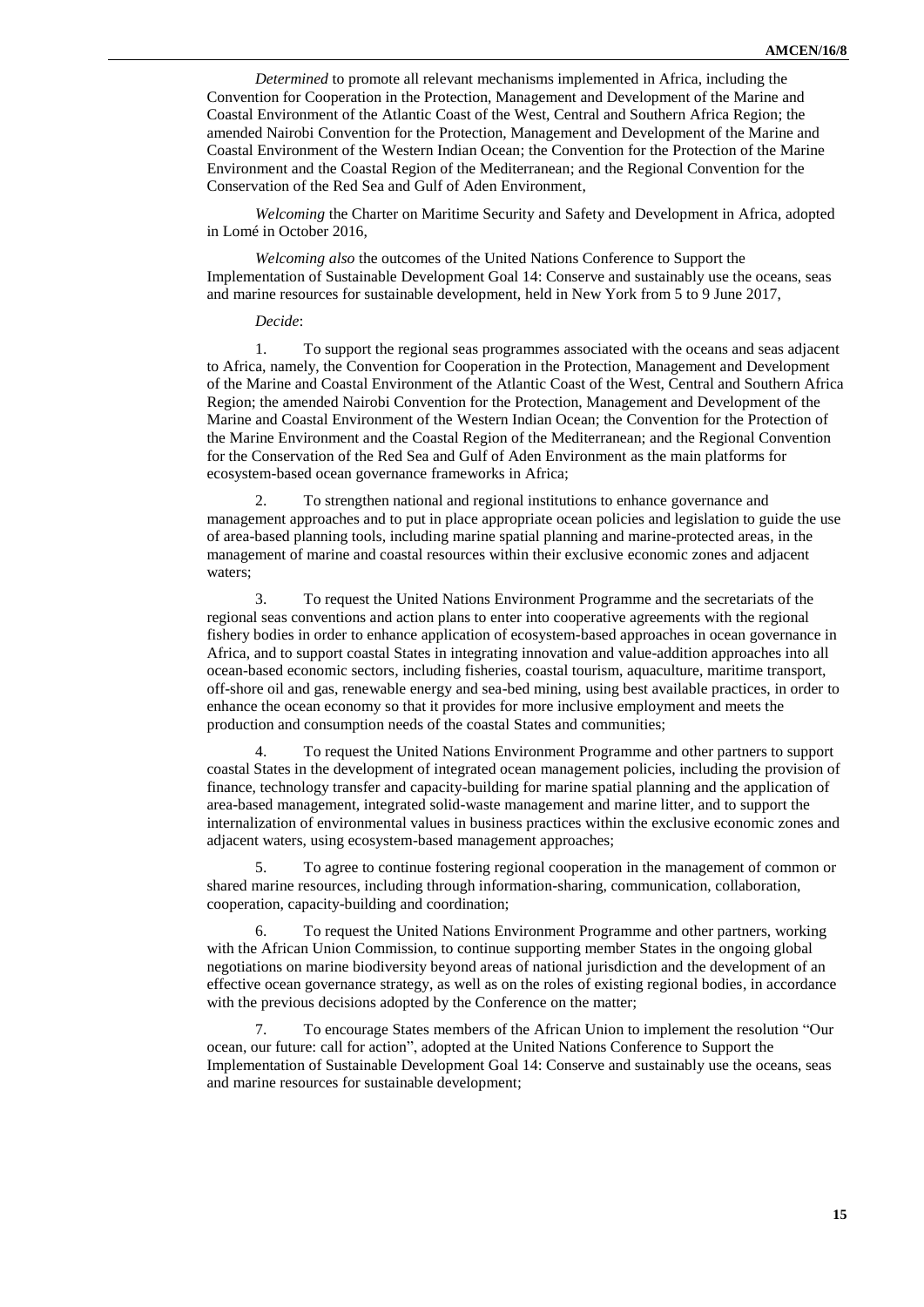*Determined* to promote all relevant mechanisms implemented in Africa, including the Convention for Cooperation in the Protection, Management and Development of the Marine and Coastal Environment of the Atlantic Coast of the West, Central and Southern Africa Region; the amended Nairobi Convention for the Protection, Management and Development of the Marine and Coastal Environment of the Western Indian Ocean; the Convention for the Protection of the Marine Environment and the Coastal Region of the Mediterranean; and the Regional Convention for the Conservation of the Red Sea and Gulf of Aden Environment,

*Welcoming* the Charter on Maritime Security and Safety and Development in Africa, adopted in Lomé in October 2016,

*Welcoming also* the outcomes of the United Nations Conference to Support the Implementation of Sustainable Development Goal 14: Conserve and sustainably use the oceans, seas and marine resources for sustainable development, held in New York from 5 to 9 June 2017,

*Decide*:

1. To support the regional seas programmes associated with the oceans and seas adjacent to Africa, namely, the Convention for Cooperation in the Protection, Management and Development of the Marine and Coastal Environment of the Atlantic Coast of the West, Central and Southern Africa Region; the amended Nairobi Convention for the Protection, Management and Development of the Marine and Coastal Environment of the Western Indian Ocean; the Convention for the Protection of the Marine Environment and the Coastal Region of the Mediterranean; and the Regional Convention for the Conservation of the Red Sea and Gulf of Aden Environment as the main platforms for ecosystem-based ocean governance frameworks in Africa;

2. To strengthen national and regional institutions to enhance governance and management approaches and to put in place appropriate ocean policies and legislation to guide the use of area-based planning tools, including marine spatial planning and marine-protected areas, in the management of marine and coastal resources within their exclusive economic zones and adjacent waters;

3. To request the United Nations Environment Programme and the secretariats of the regional seas conventions and action plans to enter into cooperative agreements with the regional fishery bodies in order to enhance application of ecosystem-based approaches in ocean governance in Africa, and to support coastal States in integrating innovation and value-addition approaches into all ocean-based economic sectors, including fisheries, coastal tourism, aquaculture, maritime transport, off-shore oil and gas, renewable energy and sea-bed mining, using best available practices, in order to enhance the ocean economy so that it provides for more inclusive employment and meets the production and consumption needs of the coastal States and communities;

4. To request the United Nations Environment Programme and other partners to support coastal States in the development of integrated ocean management policies, including the provision of finance, technology transfer and capacity-building for marine spatial planning and the application of area-based management, integrated solid-waste management and marine litter, and to support the internalization of environmental values in business practices within the exclusive economic zones and adjacent waters, using ecosystem-based management approaches;

5. To agree to continue fostering regional cooperation in the management of common or shared marine resources, including through information-sharing, communication, collaboration, cooperation, capacity-building and coordination;

6. To request the United Nations Environment Programme and other partners, working with the African Union Commission, to continue supporting member States in the ongoing global negotiations on marine biodiversity beyond areas of national jurisdiction and the development of an effective ocean governance strategy, as well as on the roles of existing regional bodies, in accordance with the previous decisions adopted by the Conference on the matter;

7. To encourage States members of the African Union to implement the resolution "Our ocean, our future: call for action", adopted at the United Nations Conference to Support the Implementation of Sustainable Development Goal 14: Conserve and sustainably use the oceans, seas and marine resources for sustainable development;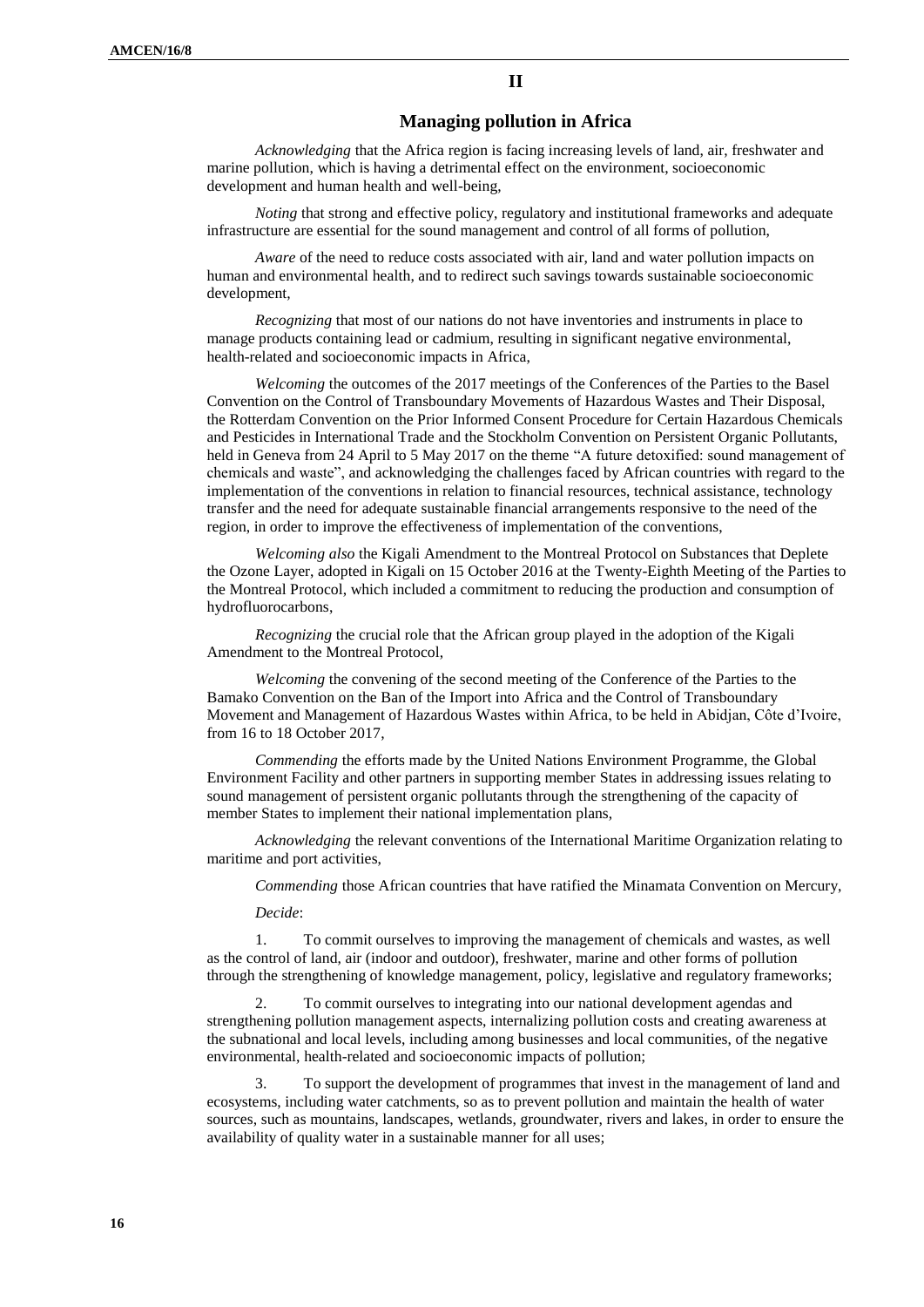## II

## Managing pollution in Africa

*Acknowledging* that the Africa region is facing increasing levels of land, air, freshwater and marine pollution, which is having a detrimental effect on the environment, socioeconomic development and human health and well-being,

*Noting* that strong and effective policy, regulatory and institutional frameworks and adequate infrastructure are essential for the sound management and control of all forms of pollution,

*Aware* of the need to reduce costs associated with air, land and water pollution impacts on human and environmental health, and to redirect such savings towards sustainable socioeconomic development,

*Recognizing* that most of our nations do not have inventories and instruments in place to manage products containing lead or cadmium, resulting in significant negative environmental, health-related and socioeconomic impacts in Africa,

*Welcoming* the outcomes of the 2017 meetings of the Conferences of the Parties to the Basel Convention on the Control of Transboundary Movements of Hazardous Wastes and Their Disposal, the Rotterdam Convention on the Prior Informed Consent Procedure for Certain Hazardous Chemicals and Pesticides in International Trade and the Stockholm Convention on Persistent Organic Pollutants, held in Geneva from 24 April to 5 May 2017 on the theme "A future detoxified: sound management of chemicals and waste", and acknowledging the challenges faced by African countries with regard to the implementation of the conventions in relation to financial resources, technical assistance, technology transfer and the need for adequate sustainable financial arrangements responsive to the need of the region, in order to improve the effectiveness of implementation of the conventions,

*Welcoming also* the Kigali Amendment to the Montreal Protocol on Substances that Deplete the Ozone Layer, adopted in Kigali on 15 October 2016 at the Twenty-Eighth Meeting of the Parties to the Montreal Protocol, which included a commitment to reducing the production and consumption of hydrofluorocarbons,

*Recognizing* the crucial role that the African group played in the adoption of the Kigali Amendment to the Montreal Protocol,

*Welcoming* the convening of the second meeting of the Conference of the Parties to the Bamako Convention on the Ban of the Import into Africa and the Control of Transboundary Movement and Management of Hazardous Wastes within Africa, to be held in Abidjan, Côte d'Ivoire, from 16 to 18 October 2017,

*Commending* the efforts made by the United Nations Environment Programme, the Global Environment Facility and other partners in supporting member States in addressing issues relating to sound management of persistent organic pollutants through the strengthening of the capacity of member States to implement their national implementation plans,

*Acknowledging* the relevant conventions of the International Maritime Organization relating to maritime and port activities,

*Commending* those African countries that have ratified the Minamata Convention on Mercury,

*Decide*:

1. To commit ourselves to improving the management of chemicals and wastes, as well as the control of land, air (indoor and outdoor), freshwater, marine and other forms of pollution through the strengthening of knowledge management, policy, legislative and regulatory frameworks;

2. To commit ourselves to integrating into our national development agendas and strengthening pollution management aspects, internalizing pollution costs and creating awareness at the subnational and local levels, including among businesses and local communities, of the negative environmental, health-related and socioeconomic impacts of pollution;

3. To support the development of programmes that invest in the management of land and ecosystems, including water catchments, so as to prevent pollution and maintain the health of water sources, such as mountains, landscapes, wetlands, groundwater, rivers and lakes, in order to ensure the availability of quality water in a sustainable manner for all uses;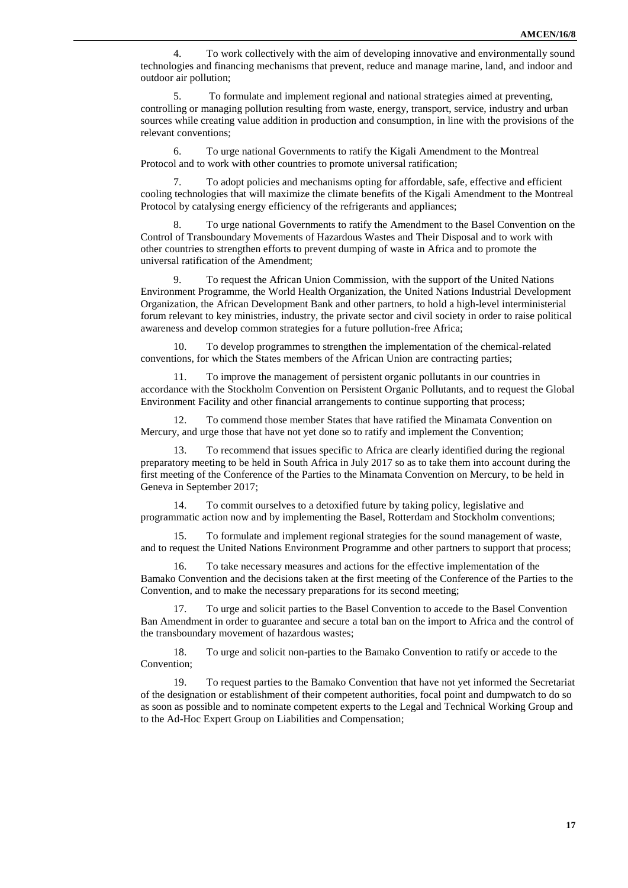4. To work collectively with the aim of developing innovative and environmentally sound technologies and financing mechanisms that prevent, reduce and manage marine, land, and indoor and outdoor air pollution;

5. To formulate and implement regional and national strategies aimed at preventing, controlling or managing pollution resulting from waste, energy, transport, service, industry and urban sources while creating value addition in production and consumption, in line with the provisions of the relevant conventions;

6. To urge national Governments to ratify the Kigali Amendment to the Montreal Protocol and to work with other countries to promote universal ratification;

7. To adopt policies and mechanisms opting for affordable, safe, effective and efficient cooling technologies that will maximize the climate benefits of the Kigali Amendment to the Montreal Protocol by catalysing energy efficiency of the refrigerants and appliances;

8. To urge national Governments to ratify the Amendment to the Basel Convention on the Control of Transboundary Movements of Hazardous Wastes and Their Disposal and to work with other countries to strengthen efforts to prevent dumping of waste in Africa and to promote the universal ratification of the Amendment;

9. To request the African Union Commission, with the support of the United Nations Environment Programme, the World Health Organization, the United Nations Industrial Development Organization, the African Development Bank and other partners, to hold a high-level interministerial forum relevant to key ministries, industry, the private sector and civil society in order to raise political awareness and develop common strategies for a future pollution-free Africa;

10. To develop programmes to strengthen the implementation of the chemical-related conventions, for which the States members of the African Union are contracting parties;

11. To improve the management of persistent organic pollutants in our countries in accordance with the Stockholm Convention on Persistent Organic Pollutants, and to request the Global Environment Facility and other financial arrangements to continue supporting that process;

12. To commend those member States that have ratified the Minamata Convention on Mercury, and urge those that have not yet done so to ratify and implement the Convention;

13. To recommend that issues specific to Africa are clearly identified during the regional preparatory meeting to be held in South Africa in July 2017 so as to take them into account during the first meeting of the Conference of the Parties to the Minamata Convention on Mercury, to be held in Geneva in September 2017;

14. To commit ourselves to a detoxified future by taking policy, legislative and programmatic action now and by implementing the Basel, Rotterdam and Stockholm conventions;

15. To formulate and implement regional strategies for the sound management of waste, and to request the United Nations Environment Programme and other partners to support that process;

16. To take necessary measures and actions for the effective implementation of the Bamako Convention and the decisions taken at the first meeting of the Conference of the Parties to the Convention, and to make the necessary preparations for its second meeting;

17. To urge and solicit parties to the Basel Convention to accede to the Basel Convention Ban Amendment in order to guarantee and secure a total ban on the import to Africa and the control of the transboundary movement of hazardous wastes;

18. To urge and solicit non-parties to the Bamako Convention to ratify or accede to the Convention;

19. To request parties to the Bamako Convention that have not yet informed the Secretariat of the designation or establishment of their competent authorities, focal point and dumpwatch to do so as soon as possible and to nominate competent experts to the Legal and Technical Working Group and to the Ad-Hoc Expert Group on Liabilities and Compensation;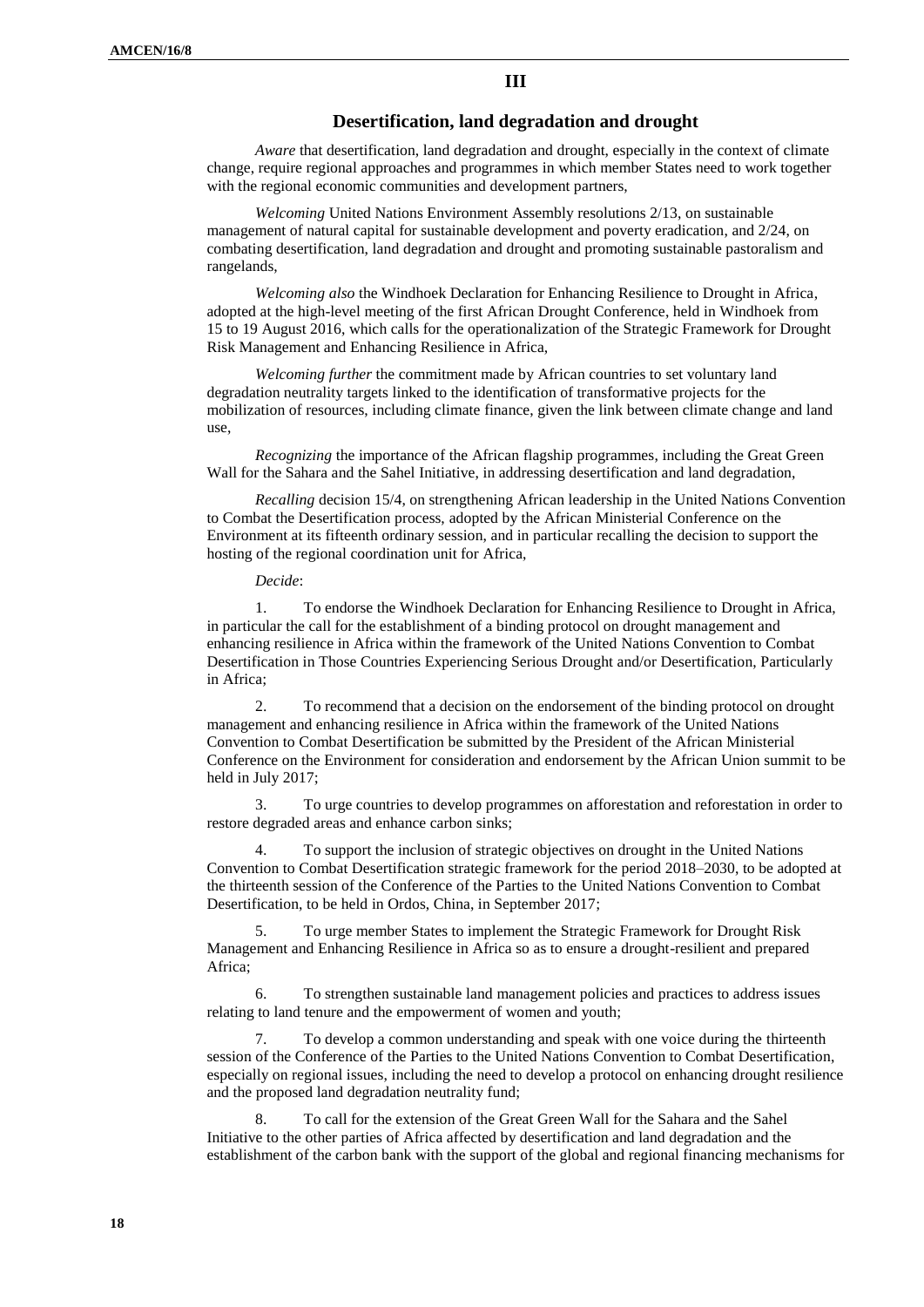## III

## Desertification, land degradation and drought

*Aware* that desertification, land degradation and drought, especially in the context of climate change, require regional approaches and programmes in which member States need to work together with the regional economic communities and development partners,

*Welcoming* United Nations Environment Assembly resolutions 2/13, on sustainable management of natural capital for sustainable development and poverty eradication, and 2/24, on combating desertification, land degradation and drought and promoting sustainable pastoralism and rangelands,

*Welcoming also* the Windhoek Declaration for Enhancing Resilience to Drought in Africa, adopted at the high-level meeting of the first African Drought Conference, held in Windhoek from 15 to 19 August 2016, which calls for the operationalization of the Strategic Framework for Drought Risk Management and Enhancing Resilience in Africa,

*Welcoming further* the commitment made by African countries to set voluntary land degradation neutrality targets linked to the identification of transformative projects for the mobilization of resources, including climate finance, given the link between climate change and land use,

*Recognizing* the importance of the African flagship programmes, including the Great Green Wall for the Sahara and the Sahel Initiative, in addressing desertification and land degradation,

*Recalling* decision 15/4, on strengthening African leadership in the United Nations Convention to Combat the Desertification process, adopted by the African Ministerial Conference on the Environment at its fifteenth ordinary session, and in particular recalling the decision to support the hosting of the regional coordination unit for Africa,

*Decide*:

1. To endorse the Windhoek Declaration for Enhancing Resilience to Drought in Africa, in particular the call for the establishment of a binding protocol on drought management and enhancing resilience in Africa within the framework of the United Nations Convention to Combat Desertification in Those Countries Experiencing Serious Drought and/or Desertification, Particularly in Africa;

2. To recommend that a decision on the endorsement of the binding protocol on drought management and enhancing resilience in Africa within the framework of the United Nations Convention to Combat Desertification be submitted by the President of the African Ministerial Conference on the Environment for consideration and endorsement by the African Union summit to be held in July 2017;

3. To urge countries to develop programmes on afforestation and reforestation in order to restore degraded areas and enhance carbon sinks;

4. To support the inclusion of strategic objectives on drought in the United Nations Convention to Combat Desertification strategic framework for the period 2018–2030, to be adopted at the thirteenth session of the Conference of the Parties to the United Nations Convention to Combat Desertification, to be held in Ordos, China, in September 2017;

5. To urge member States to implement the Strategic Framework for Drought Risk Management and Enhancing Resilience in Africa so as to ensure a drought-resilient and prepared Africa;

6. To strengthen sustainable land management policies and practices to address issues relating to land tenure and the empowerment of women and youth;

7. To develop a common understanding and speak with one voice during the thirteenth session of the Conference of the Parties to the United Nations Convention to Combat Desertification, especially on regional issues, including the need to develop a protocol on enhancing drought resilience and the proposed land degradation neutrality fund;

8. To call for the extension of the Great Green Wall for the Sahara and the Sahel Initiative to the other parties of Africa affected by desertification and land degradation and the establishment of the carbon bank with the support of the global and regional financing mechanisms for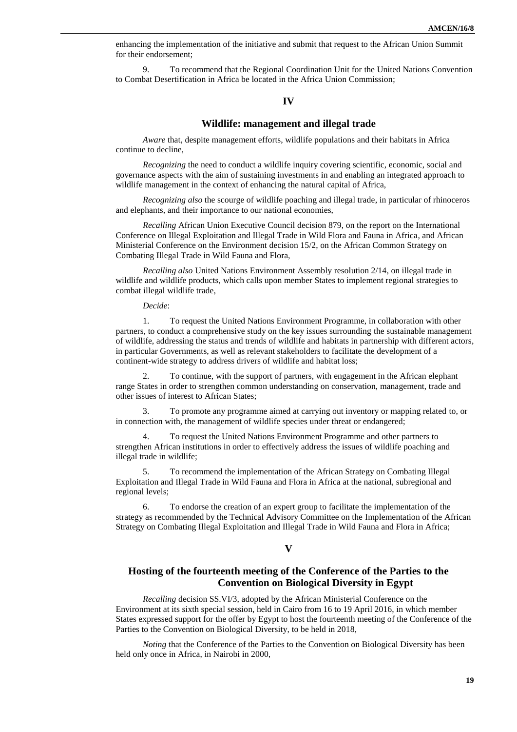enhancing the implementation of the initiative and submit that request to the African Union Summit for their endorsement;

9. To recommend that the Regional Coordination Unit for the United Nations Convention to Combat Desertification in Africa be located in the Africa Union Commission;

## IV

## Wildlife: management and illegal trade

*Aware* that, despite management efforts, wildlife populations and their habitats in Africa continue to decline,

*Recognizing* the need to conduct a wildlife inquiry covering scientific, economic, social and governance aspects with the aim of sustaining investments in and enabling an integrated approach to wildlife management in the context of enhancing the natural capital of Africa,

*Recognizing also* the scourge of wildlife poaching and illegal trade, in particular of rhinoceros and elephants, and their importance to our national economies,

*Recalling* African Union Executive Council decision 879, on the report on the International Conference on Illegal Exploitation and Illegal Trade in Wild Flora and Fauna in Africa, and African Ministerial Conference on the Environment decision 15/2, on the African Common Strategy on Combating Illegal Trade in Wild Fauna and Flora,

*Recalling also* United Nations Environment Assembly resolution 2/14, on illegal trade in wildlife and wildlife products, which calls upon member States to implement regional strategies to combat illegal wildlife trade,

*Decide*:

1. To request the United Nations Environment Programme, in collaboration with other partners, to conduct a comprehensive study on the key issues surrounding the sustainable management of wildlife, addressing the status and trends of wildlife and habitats in partnership with different actors, in particular Governments, as well as relevant stakeholders to facilitate the development of a continent-wide strategy to address drivers of wildlife and habitat loss;

2. To continue, with the support of partners, with engagement in the African elephant range States in order to strengthen common understanding on conservation, management, trade and other issues of interest to African States;

3. To promote any programme aimed at carrying out inventory or mapping related to, or in connection with, the management of wildlife species under threat or endangered;

4. To request the United Nations Environment Programme and other partners to strengthen African institutions in order to effectively address the issues of wildlife poaching and illegal trade in wildlife;

5. To recommend the implementation of the African Strategy on Combating Illegal Exploitation and Illegal Trade in Wild Fauna and Flora in Africa at the national, subregional and regional levels;

6. To endorse the creation of an expert group to facilitate the implementation of the strategy as recommended by the Technical Advisory Committee on the Implementation of the African Strategy on Combating Illegal Exploitation and Illegal Trade in Wild Fauna and Flora in Africa;

## V

## Hosting of the fourteenth meeting of the Conference of the Parties to the Convention on Biological Diversity in Egypt

*Recalling* decision SS.VI/3, adopted by the African Ministerial Conference on the Environment at its sixth special session, held in Cairo from 16 to 19 April 2016, in which member States expressed support for the offer by Egypt to host the fourteenth meeting of the Conference of the Parties to the Convention on Biological Diversity, to be held in 2018,

*Noting* that the Conference of the Parties to the Convention on Biological Diversity has been held only once in Africa, in Nairobi in 2000,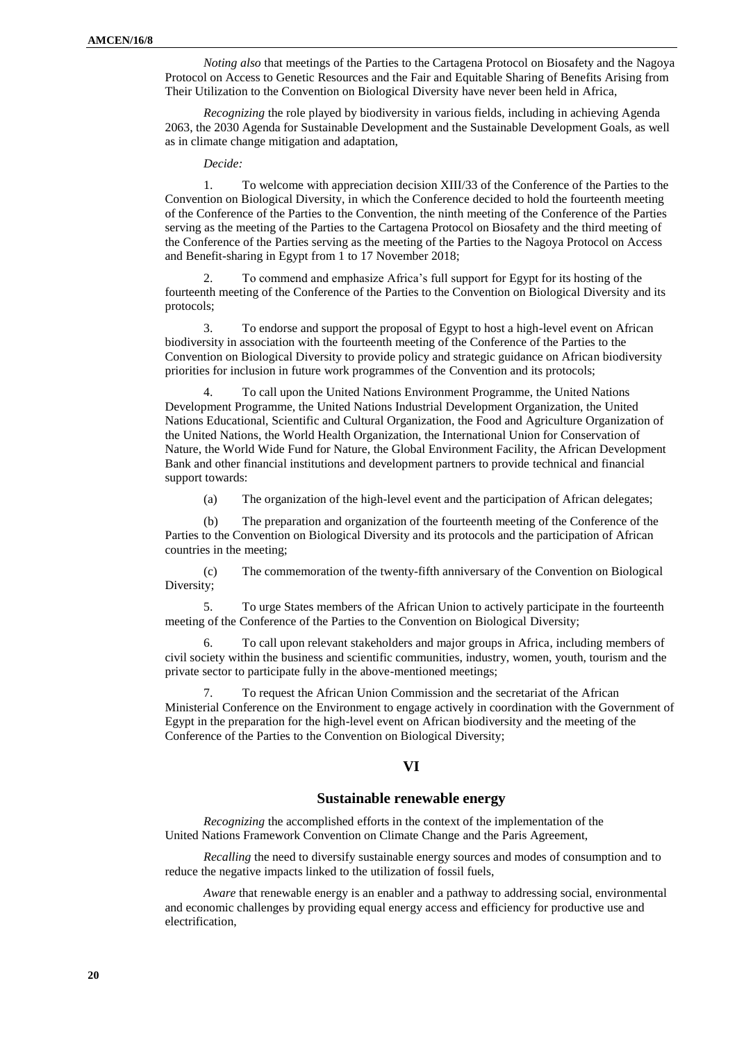*Noting also* that meetings of the Parties to the Cartagena Protocol on Biosafety and the Nagoya Protocol on Access to Genetic Resources and the Fair and Equitable Sharing of Benefits Arising from Their Utilization to the Convention on Biological Diversity have never been held in Africa,

*Recognizing* the role played by biodiversity in various fields, including in achieving Agenda 2063, the 2030 Agenda for Sustainable Development and the Sustainable Development Goals, as well as in climate change mitigation and adaptation,

*Decide:*

1. To welcome with appreciation decision XIII/33 of the Conference of the Parties to the Convention on Biological Diversity, in which the Conference decided to hold the fourteenth meeting of the Conference of the Parties to the Convention, the ninth meeting of the Conference of the Parties serving as the meeting of the Parties to the Cartagena Protocol on Biosafety and the third meeting of the Conference of the Parties serving as the meeting of the Parties to the Nagoya Protocol on Access and Benefit-sharing in Egypt from 1 to 17 November 2018;

2. To commend and emphasize Africa's full support for Egypt for its hosting of the fourteenth meeting of the Conference of the Parties to the Convention on Biological Diversity and its protocols;

3. To endorse and support the proposal of Egypt to host a high-level event on African biodiversity in association with the fourteenth meeting of the Conference of the Parties to the Convention on Biological Diversity to provide policy and strategic guidance on African biodiversity priorities for inclusion in future work programmes of the Convention and its protocols;

4. To call upon the United Nations Environment Programme, the United Nations Development Programme, the United Nations Industrial Development Organization, the United Nations Educational, Scientific and Cultural Organization, the Food and Agriculture Organization of the United Nations, the World Health Organization, the International Union for Conservation of Nature, the World Wide Fund for Nature, the Global Environment Facility, the African Development Bank and other financial institutions and development partners to provide technical and financial support towards:

(a) The organization of the high-level event and the participation of African delegates;

(b) The preparation and organization of the fourteenth meeting of the Conference of the Parties to the Convention on Biological Diversity and its protocols and the participation of African countries in the meeting;

(c) The commemoration of the twenty-fifth anniversary of the Convention on Biological Diversity;

5. To urge States members of the African Union to actively participate in the fourteenth meeting of the Conference of the Parties to the Convention on Biological Diversity;

6. To call upon relevant stakeholders and major groups in Africa, including members of civil society within the business and scientific communities, industry, women, youth, tourism and the private sector to participate fully in the above-mentioned meetings;

7. To request the African Union Commission and the secretariat of the African Ministerial Conference on the Environment to engage actively in coordination with the Government of Egypt in the preparation for the high-level event on African biodiversity and the meeting of the Conference of the Parties to the Convention on Biological Diversity;

## VI

## Sustainable renewable energy

*Recognizing* the accomplished efforts in the context of the implementation of the United Nations Framework Convention on Climate Change and the Paris Agreement,

*Recalling* the need to diversify sustainable energy sources and modes of consumption and to reduce the negative impacts linked to the utilization of fossil fuels,

*Aware* that renewable energy is an enabler and a pathway to addressing social, environmental and economic challenges by providing equal energy access and efficiency for productive use and electrification,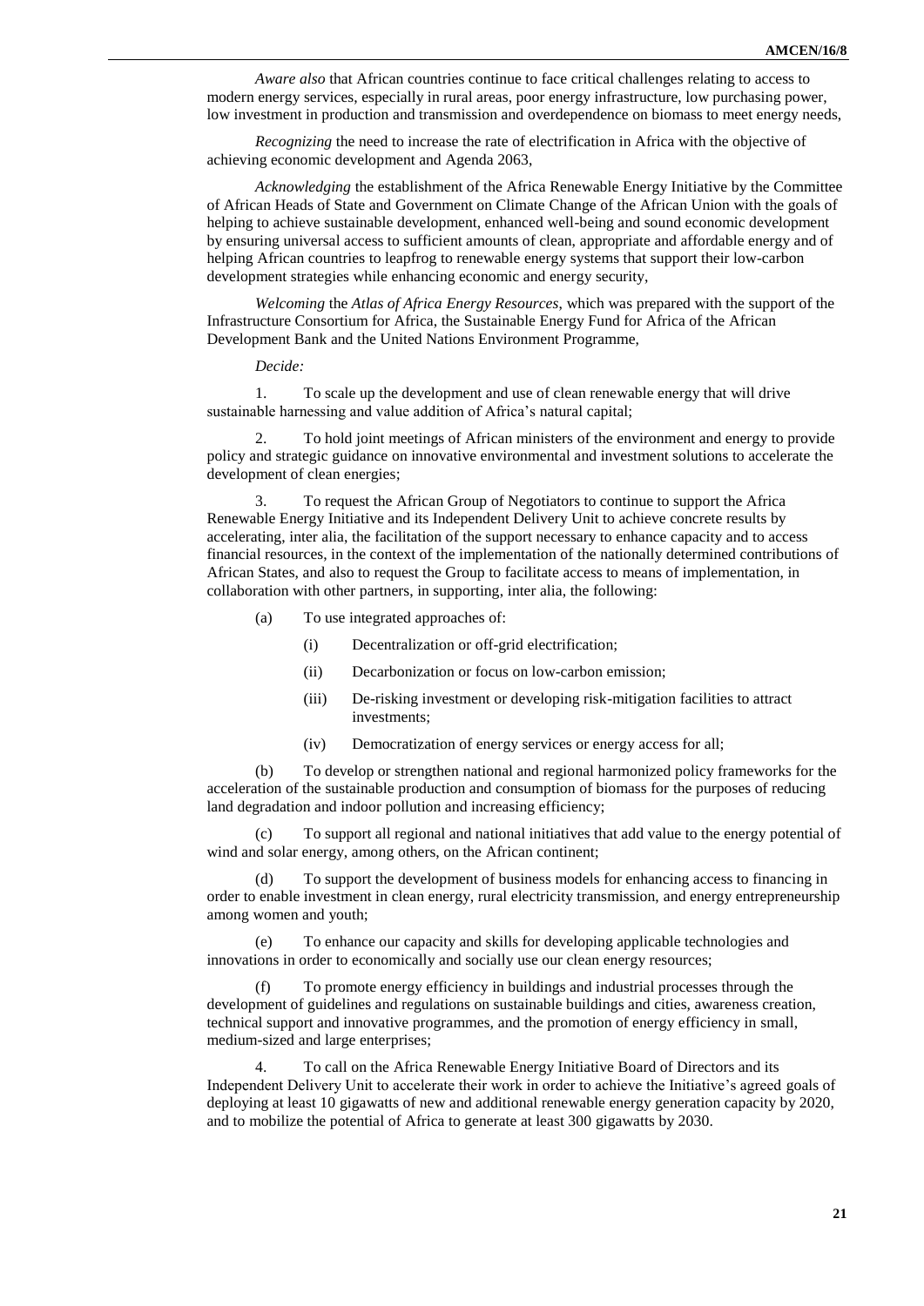*Aware also* that African countries continue to face critical challenges relating to access to modern energy services, especially in rural areas, poor energy infrastructure, low purchasing power, low investment in production and transmission and overdependence on biomass to meet energy needs,

*Recognizing* the need to increase the rate of electrification in Africa with the objective of achieving economic development and Agenda 2063,

*Acknowledging* the establishment of the Africa Renewable Energy Initiative by the Committee of African Heads of State and Government on Climate Change of the African Union with the goals of helping to achieve sustainable development, enhanced well-being and sound economic development by ensuring universal access to sufficient amounts of clean, appropriate and affordable energy and of helping African countries to leapfrog to renewable energy systems that support their low-carbon development strategies while enhancing economic and energy security,

*Welcoming* the *Atlas of Africa Energy Resources*, which was prepared with the support of the Infrastructure Consortium for Africa, the Sustainable Energy Fund for Africa of the African Development Bank and the United Nations Environment Programme,

*Decide:*

1. To scale up the development and use of clean renewable energy that will drive sustainable harnessing and value addition of Africa's natural capital;

2. To hold joint meetings of African ministers of the environment and energy to provide policy and strategic guidance on innovative environmental and investment solutions to accelerate the development of clean energies;

3. To request the African Group of Negotiators to continue to support the Africa Renewable Energy Initiative and its Independent Delivery Unit to achieve concrete results by accelerating, inter alia, the facilitation of the support necessary to enhance capacity and to access financial resources, in the context of the implementation of the nationally determined contributions of African States, and also to request the Group to facilitate access to means of implementation, in collaboration with other partners, in supporting, inter alia, the following:

   (a) To use integrated approaches of:

      (i) Decentralization or off-grid electrification;

      (ii) Decarbonization or focus on low-carbon emission;

      (iii) De-risking investment or developing risk-mitigation facilities to attract investments;

      (iv) Democratization of energy services or energy access for all;

   (b) To develop or strengthen national and regional harmonized policy frameworks for the acceleration of the sustainable production and consumption of biomass for the purposes of reducing land degradation and indoor pollution and increasing efficiency;

   (c) To support all regional and national initiatives that add value to the energy potential of wind and solar energy, among others, on the African continent;

   (d) To support the development of business models for enhancing access to financing in order to enable investment in clean energy, rural electricity transmission, and energy entrepreneurship among women and youth;

   (e) To enhance our capacity and skills for developing applicable technologies and innovations in order to economically and socially use our clean energy resources;

   (f) To promote energy efficiency in buildings and industrial processes through the development of guidelines and regulations on sustainable buildings and cities, awareness creation, technical support and innovative programmes, and the promotion of energy efficiency in small, medium-sized and large enterprises;

4. To call on the Africa Renewable Energy Initiative Board of Directors and its Independent Delivery Unit to accelerate their work in order to achieve the Initiative's agreed goals of deploying at least 10 gigawatts of new and additional renewable energy generation capacity by 2020, and to mobilize the potential of Africa to generate at least 300 gigawatts by 2030.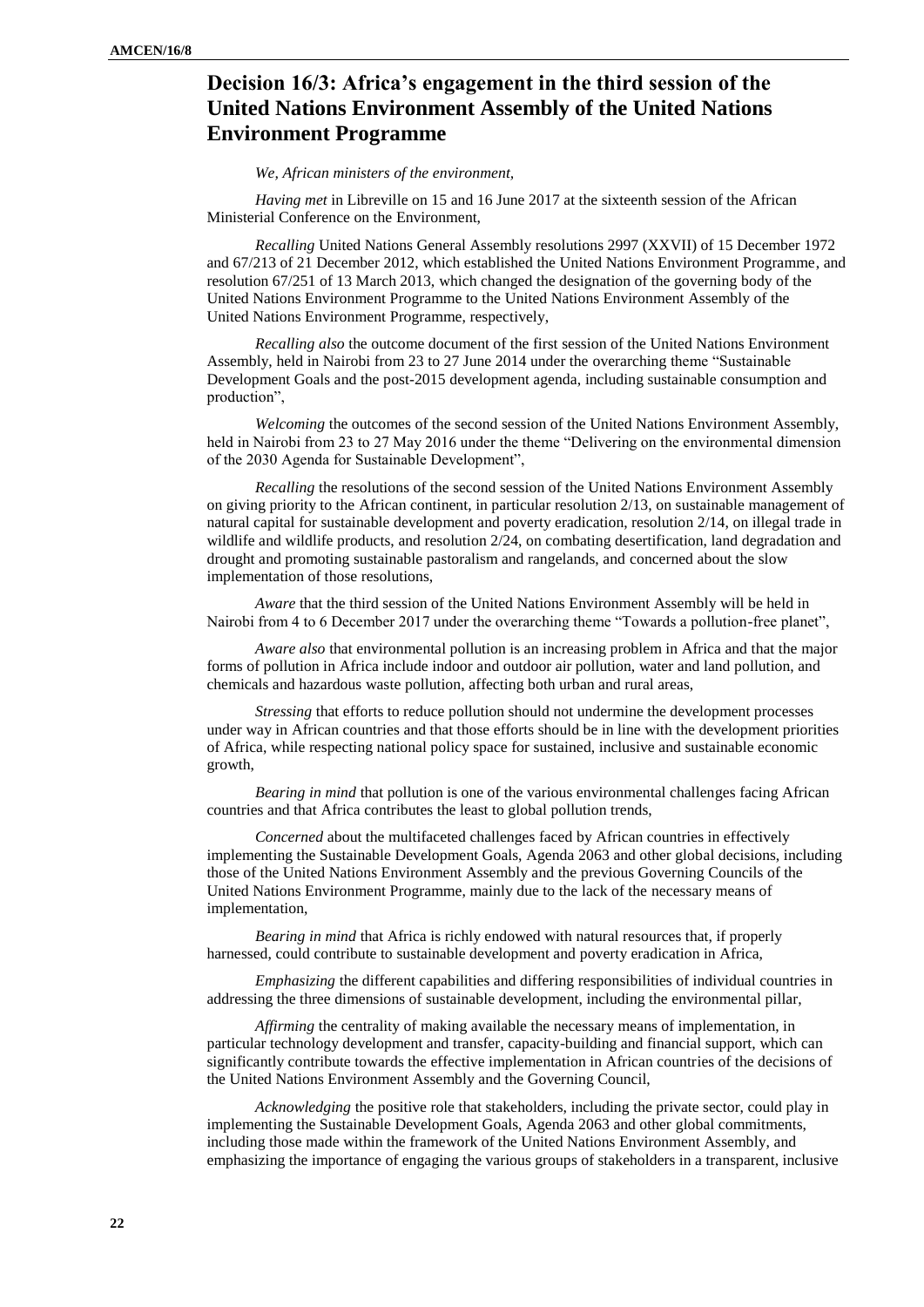## Decision 16/3: Africa's engagement in the third session of the United Nations Environment Assembly of the United Nations Environment Programme

*We, African ministers of the environment,*

*Having met* in Libreville on 15 and 16 June 2017 at the sixteenth session of the African Ministerial Conference on the Environment,

*Recalling* United Nations General Assembly resolutions 2997 (XXVII) of 15 December 1972 and 67/213 of 21 December 2012, which established the United Nations Environment Programme, and resolution 67/251 of 13 March 2013, which changed the designation of the governing body of the United Nations Environment Programme to the United Nations Environment Assembly of the United Nations Environment Programme, respectively,

*Recalling also* the outcome document of the first session of the United Nations Environment Assembly, held in Nairobi from 23 to 27 June 2014 under the overarching theme "Sustainable Development Goals and the post-2015 development agenda, including sustainable consumption and production",

*Welcoming* the outcomes of the second session of the United Nations Environment Assembly, held in Nairobi from 23 to 27 May 2016 under the theme "Delivering on the environmental dimension of the 2030 Agenda for Sustainable Development",

*Recalling* the resolutions of the second session of the United Nations Environment Assembly on giving priority to the African continent, in particular resolution 2/13, on sustainable management of natural capital for sustainable development and poverty eradication, resolution 2/14, on illegal trade in wildlife and wildlife products, and resolution 2/24, on combating desertification, land degradation and drought and promoting sustainable pastoralism and rangelands, and concerned about the slow implementation of those resolutions,

*Aware* that the third session of the United Nations Environment Assembly will be held in Nairobi from 4 to 6 December 2017 under the overarching theme "Towards a pollution-free planet",

*Aware also* that environmental pollution is an increasing problem in Africa and that the major forms of pollution in Africa include indoor and outdoor air pollution, water and land pollution, and chemicals and hazardous waste pollution, affecting both urban and rural areas,

*Stressing* that efforts to reduce pollution should not undermine the development processes under way in African countries and that those efforts should be in line with the development priorities of Africa, while respecting national policy space for sustained, inclusive and sustainable economic growth,

*Bearing in mind* that pollution is one of the various environmental challenges facing African countries and that Africa contributes the least to global pollution trends,

*Concerned* about the multifaceted challenges faced by African countries in effectively implementing the Sustainable Development Goals, Agenda 2063 and other global decisions, including those of the United Nations Environment Assembly and the previous Governing Councils of the United Nations Environment Programme, mainly due to the lack of the necessary means of implementation,

*Bearing in mind* that Africa is richly endowed with natural resources that, if properly harnessed, could contribute to sustainable development and poverty eradication in Africa,

*Emphasizing* the different capabilities and differing responsibilities of individual countries in addressing the three dimensions of sustainable development, including the environmental pillar,

*Affirming* the centrality of making available the necessary means of implementation, in particular technology development and transfer, capacity-building and financial support, which can significantly contribute towards the effective implementation in African countries of the decisions of the United Nations Environment Assembly and the Governing Council,

*Acknowledging* the positive role that stakeholders, including the private sector, could play in implementing the Sustainable Development Goals, Agenda 2063 and other global commitments, including those made within the framework of the United Nations Environment Assembly, and emphasizing the importance of engaging the various groups of stakeholders in a transparent, inclusive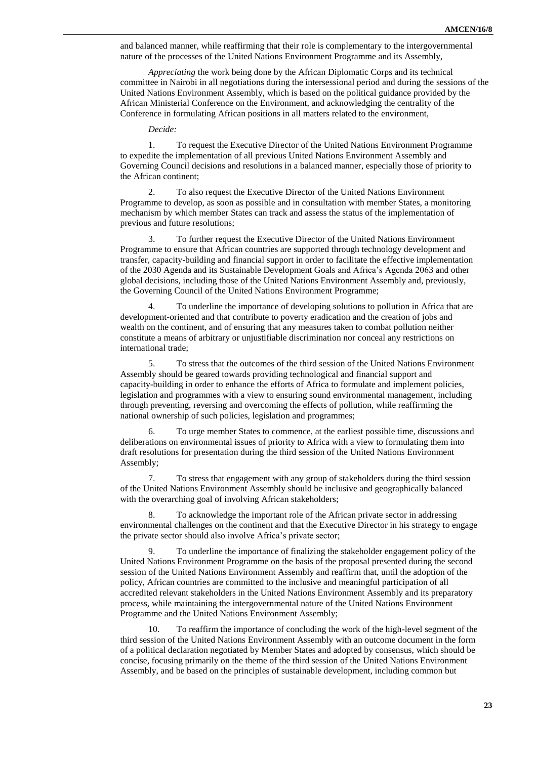and balanced manner, while reaffirming that their role is complementary to the intergovernmental nature of the processes of the United Nations Environment Programme and its Assembly,

*Appreciating* the work being done by the African Diplomatic Corps and its technical committee in Nairobi in all negotiations during the intersessional period and during the sessions of the United Nations Environment Assembly, which is based on the political guidance provided by the African Ministerial Conference on the Environment, and acknowledging the centrality of the Conference in formulating African positions in all matters related to the environment,

*Decide:*

1. To request the Executive Director of the United Nations Environment Programme to expedite the implementation of all previous United Nations Environment Assembly and Governing Council decisions and resolutions in a balanced manner, especially those of priority to the African continent;

2. To also request the Executive Director of the United Nations Environment Programme to develop, as soon as possible and in consultation with member States, a monitoring mechanism by which member States can track and assess the status of the implementation of previous and future resolutions;

3. To further request the Executive Director of the United Nations Environment Programme to ensure that African countries are supported through technology development and transfer, capacity-building and financial support in order to facilitate the effective implementation of the 2030 Agenda and its Sustainable Development Goals and Africa's Agenda 2063 and other global decisions, including those of the United Nations Environment Assembly and, previously, the Governing Council of the United Nations Environment Programme;

4. To underline the importance of developing solutions to pollution in Africa that are development-oriented and that contribute to poverty eradication and the creation of jobs and wealth on the continent, and of ensuring that any measures taken to combat pollution neither constitute a means of arbitrary or unjustifiable discrimination nor conceal any restrictions on international trade;

5. To stress that the outcomes of the third session of the United Nations Environment Assembly should be geared towards providing technological and financial support and capacity-building in order to enhance the efforts of Africa to formulate and implement policies, legislation and programmes with a view to ensuring sound environmental management, including through preventing, reversing and overcoming the effects of pollution, while reaffirming the national ownership of such policies, legislation and programmes;

6. To urge member States to commence, at the earliest possible time, discussions and deliberations on environmental issues of priority to Africa with a view to formulating them into draft resolutions for presentation during the third session of the United Nations Environment Assembly;

7. To stress that engagement with any group of stakeholders during the third session of the United Nations Environment Assembly should be inclusive and geographically balanced with the overarching goal of involving African stakeholders;

8. To acknowledge the important role of the African private sector in addressing environmental challenges on the continent and that the Executive Director in his strategy to engage the private sector should also involve Africa's private sector;

9. To underline the importance of finalizing the stakeholder engagement policy of the United Nations Environment Programme on the basis of the proposal presented during the second session of the United Nations Environment Assembly and reaffirm that, until the adoption of the policy, African countries are committed to the inclusive and meaningful participation of all accredited relevant stakeholders in the United Nations Environment Assembly and its preparatory process, while maintaining the intergovernmental nature of the United Nations Environment Programme and the United Nations Environment Assembly;

10. To reaffirm the importance of concluding the work of the high-level segment of the third session of the United Nations Environment Assembly with an outcome document in the form of a political declaration negotiated by Member States and adopted by consensus, which should be concise, focusing primarily on the theme of the third session of the United Nations Environment Assembly, and be based on the principles of sustainable development, including common but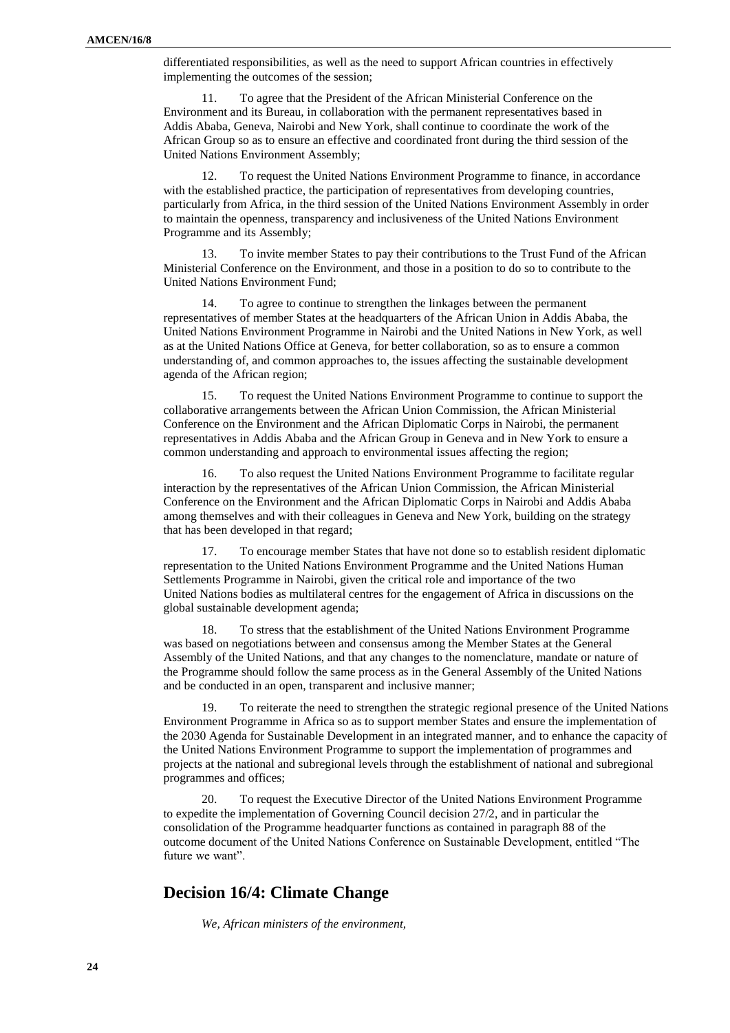differentiated responsibilities, as well as the need to support African countries in effectively implementing the outcomes of the session;

11. To agree that the President of the African Ministerial Conference on the Environment and its Bureau, in collaboration with the permanent representatives based in Addis Ababa, Geneva, Nairobi and New York, shall continue to coordinate the work of the African Group so as to ensure an effective and coordinated front during the third session of the United Nations Environment Assembly;

12. To request the United Nations Environment Programme to finance, in accordance with the established practice, the participation of representatives from developing countries, particularly from Africa, in the third session of the United Nations Environment Assembly in order to maintain the openness, transparency and inclusiveness of the United Nations Environment Programme and its Assembly;

13. To invite member States to pay their contributions to the Trust Fund of the African Ministerial Conference on the Environment, and those in a position to do so to contribute to the United Nations Environment Fund;

14. To agree to continue to strengthen the linkages between the permanent representatives of member States at the headquarters of the African Union in Addis Ababa, the United Nations Environment Programme in Nairobi and the United Nations in New York, as well as at the United Nations Office at Geneva, for better collaboration, so as to ensure a common understanding of, and common approaches to, the issues affecting the sustainable development agenda of the African region;

15. To request the United Nations Environment Programme to continue to support the collaborative arrangements between the African Union Commission, the African Ministerial Conference on the Environment and the African Diplomatic Corps in Nairobi, the permanent representatives in Addis Ababa and the African Group in Geneva and in New York to ensure a common understanding and approach to environmental issues affecting the region;

16. To also request the United Nations Environment Programme to facilitate regular interaction by the representatives of the African Union Commission, the African Ministerial Conference on the Environment and the African Diplomatic Corps in Nairobi and Addis Ababa among themselves and with their colleagues in Geneva and New York, building on the strategy that has been developed in that regard;

17. To encourage member States that have not done so to establish resident diplomatic representation to the United Nations Environment Programme and the United Nations Human Settlements Programme in Nairobi, given the critical role and importance of the two United Nations bodies as multilateral centres for the engagement of Africa in discussions on the global sustainable development agenda;

18. To stress that the establishment of the United Nations Environment Programme was based on negotiations between and consensus among the Member States at the General Assembly of the United Nations, and that any changes to the nomenclature, mandate or nature of the Programme should follow the same process as in the General Assembly of the United Nations and be conducted in an open, transparent and inclusive manner;

19. To reiterate the need to strengthen the strategic regional presence of the United Nations Environment Programme in Africa so as to support member States and ensure the implementation of the 2030 Agenda for Sustainable Development in an integrated manner, and to enhance the capacity of the United Nations Environment Programme to support the implementation of programmes and projects at the national and subregional levels through the establishment of national and subregional programmes and offices;

20. To request the Executive Director of the United Nations Environment Programme to expedite the implementation of Governing Council decision 27/2, and in particular the consolidation of the Programme headquarter functions as contained in paragraph 88 of the outcome document of the United Nations Conference on Sustainable Development, entitled "The future we want".

## Decision 16/4: Climate Change

*We, African ministers of the environment,*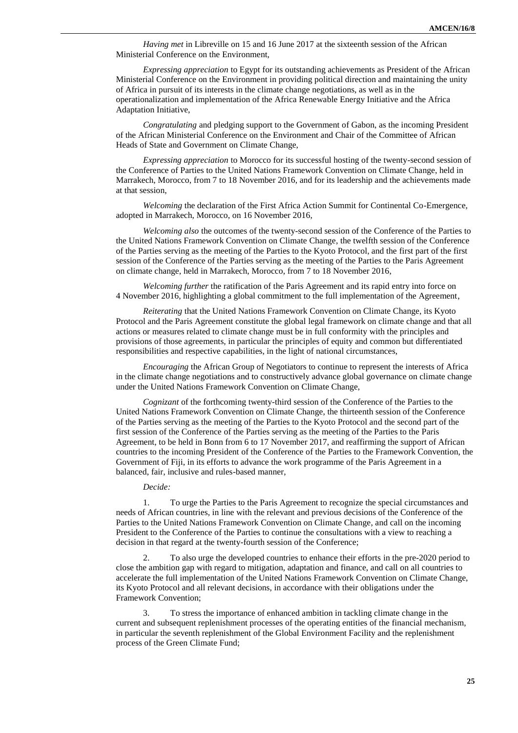*Having met* in Libreville on 15 and 16 June 2017 at the sixteenth session of the African Ministerial Conference on the Environment,

*Expressing appreciation* to Egypt for its outstanding achievements as President of the African Ministerial Conference on the Environment in providing political direction and maintaining the unity of Africa in pursuit of its interests in the climate change negotiations, as well as in the operationalization and implementation of the Africa Renewable Energy Initiative and the Africa Adaptation Initiative,

*Congratulating* and pledging support to the Government of Gabon, as the incoming President of the African Ministerial Conference on the Environment and Chair of the Committee of African Heads of State and Government on Climate Change,

*Expressing appreciation* to Morocco for its successful hosting of the twenty-second session of the Conference of Parties to the United Nations Framework Convention on Climate Change, held in Marrakech, Morocco, from 7 to 18 November 2016, and for its leadership and the achievements made at that session,

*Welcoming* the declaration of the First Africa Action Summit for Continental Co-Emergence, adopted in Marrakech, Morocco, on 16 November 2016,

*Welcoming also* the outcomes of the twenty-second session of the Conference of the Parties to the United Nations Framework Convention on Climate Change, the twelfth session of the Conference of the Parties serving as the meeting of the Parties to the Kyoto Protocol, and the first part of the first session of the Conference of the Parties serving as the meeting of the Parties to the Paris Agreement on climate change, held in Marrakech, Morocco, from 7 to 18 November 2016,

*Welcoming further* the ratification of the Paris Agreement and its rapid entry into force on 4 November 2016, highlighting a global commitment to the full implementation of the Agreement,

*Reiterating* that the United Nations Framework Convention on Climate Change, its Kyoto Protocol and the Paris Agreement constitute the global legal framework on climate change and that all actions or measures related to climate change must be in full conformity with the principles and provisions of those agreements, in particular the principles of equity and common but differentiated responsibilities and respective capabilities, in the light of national circumstances,

*Encouraging* the African Group of Negotiators to continue to represent the interests of Africa in the climate change negotiations and to constructively advance global governance on climate change under the United Nations Framework Convention on Climate Change,

*Cognizant* of the forthcoming twenty-third session of the Conference of the Parties to the United Nations Framework Convention on Climate Change, the thirteenth session of the Conference of the Parties serving as the meeting of the Parties to the Kyoto Protocol and the second part of the first session of the Conference of the Parties serving as the meeting of the Parties to the Paris Agreement, to be held in Bonn from 6 to 17 November 2017, and reaffirming the support of African countries to the incoming President of the Conference of the Parties to the Framework Convention, the Government of Fiji, in its efforts to advance the work programme of the Paris Agreement in a balanced, fair, inclusive and rules-based manner,

*Decide:*

1. To urge the Parties to the Paris Agreement to recognize the special circumstances and needs of African countries, in line with the relevant and previous decisions of the Conference of the Parties to the United Nations Framework Convention on Climate Change, and call on the incoming President to the Conference of the Parties to continue the consultations with a view to reaching a decision in that regard at the twenty-fourth session of the Conference;

2. To also urge the developed countries to enhance their efforts in the pre-2020 period to close the ambition gap with regard to mitigation, adaptation and finance, and call on all countries to accelerate the full implementation of the United Nations Framework Convention on Climate Change, its Kyoto Protocol and all relevant decisions, in accordance with their obligations under the Framework Convention;

3. To stress the importance of enhanced ambition in tackling climate change in the current and subsequent replenishment processes of the operating entities of the financial mechanism, in particular the seventh replenishment of the Global Environment Facility and the replenishment process of the Green Climate Fund;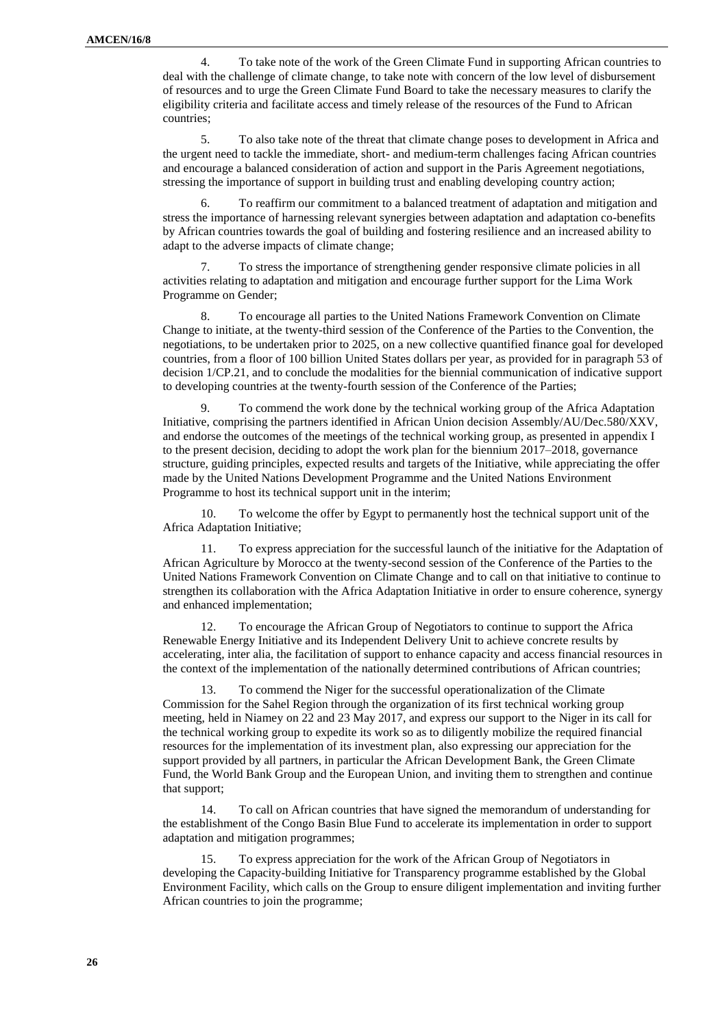4. To take note of the work of the Green Climate Fund in supporting African countries to deal with the challenge of climate change, to take note with concern of the low level of disbursement of resources and to urge the Green Climate Fund Board to take the necessary measures to clarify the eligibility criteria and facilitate access and timely release of the resources of the Fund to African countries;

5. To also take note of the threat that climate change poses to development in Africa and the urgent need to tackle the immediate, short- and medium-term challenges facing African countries and encourage a balanced consideration of action and support in the Paris Agreement negotiations, stressing the importance of support in building trust and enabling developing country action;

6. To reaffirm our commitment to a balanced treatment of adaptation and mitigation and stress the importance of harnessing relevant synergies between adaptation and adaptation co-benefits by African countries towards the goal of building and fostering resilience and an increased ability to adapt to the adverse impacts of climate change;

7. To stress the importance of strengthening gender responsive climate policies in all activities relating to adaptation and mitigation and encourage further support for the Lima Work Programme on Gender;

8. To encourage all parties to the United Nations Framework Convention on Climate Change to initiate, at the twenty-third session of the Conference of the Parties to the Convention, the negotiations, to be undertaken prior to 2025, on a new collective quantified finance goal for developed countries, from a floor of 100 billion United States dollars per year, as provided for in paragraph 53 of decision 1/CP.21, and to conclude the modalities for the biennial communication of indicative support to developing countries at the twenty-fourth session of the Conference of the Parties;

9. To commend the work done by the technical working group of the Africa Adaptation Initiative, comprising the partners identified in African Union decision Assembly/AU/Dec.580/XXV, and endorse the outcomes of the meetings of the technical working group, as presented in appendix I to the present decision, deciding to adopt the work plan for the biennium 2017–2018, governance structure, guiding principles, expected results and targets of the Initiative, while appreciating the offer made by the United Nations Development Programme and the United Nations Environment Programme to host its technical support unit in the interim;

10. To welcome the offer by Egypt to permanently host the technical support unit of the Africa Adaptation Initiative;

11. To express appreciation for the successful launch of the initiative for the Adaptation of African Agriculture by Morocco at the twenty-second session of the Conference of the Parties to the United Nations Framework Convention on Climate Change and to call on that initiative to continue to strengthen its collaboration with the Africa Adaptation Initiative in order to ensure coherence, synergy and enhanced implementation;

12. To encourage the African Group of Negotiators to continue to support the Africa Renewable Energy Initiative and its Independent Delivery Unit to achieve concrete results by accelerating, inter alia, the facilitation of support to enhance capacity and access financial resources in the context of the implementation of the nationally determined contributions of African countries;

13. To commend the Niger for the successful operationalization of the Climate Commission for the Sahel Region through the organization of its first technical working group meeting, held in Niamey on 22 and 23 May 2017, and express our support to the Niger in its call for the technical working group to expedite its work so as to diligently mobilize the required financial resources for the implementation of its investment plan, also expressing our appreciation for the support provided by all partners, in particular the African Development Bank, the Green Climate Fund, the World Bank Group and the European Union, and inviting them to strengthen and continue that support;

14. To call on African countries that have signed the memorandum of understanding for the establishment of the Congo Basin Blue Fund to accelerate its implementation in order to support adaptation and mitigation programmes;

15. To express appreciation for the work of the African Group of Negotiators in developing the Capacity-building Initiative for Transparency programme established by the Global Environment Facility, which calls on the Group to ensure diligent implementation and inviting further African countries to join the programme;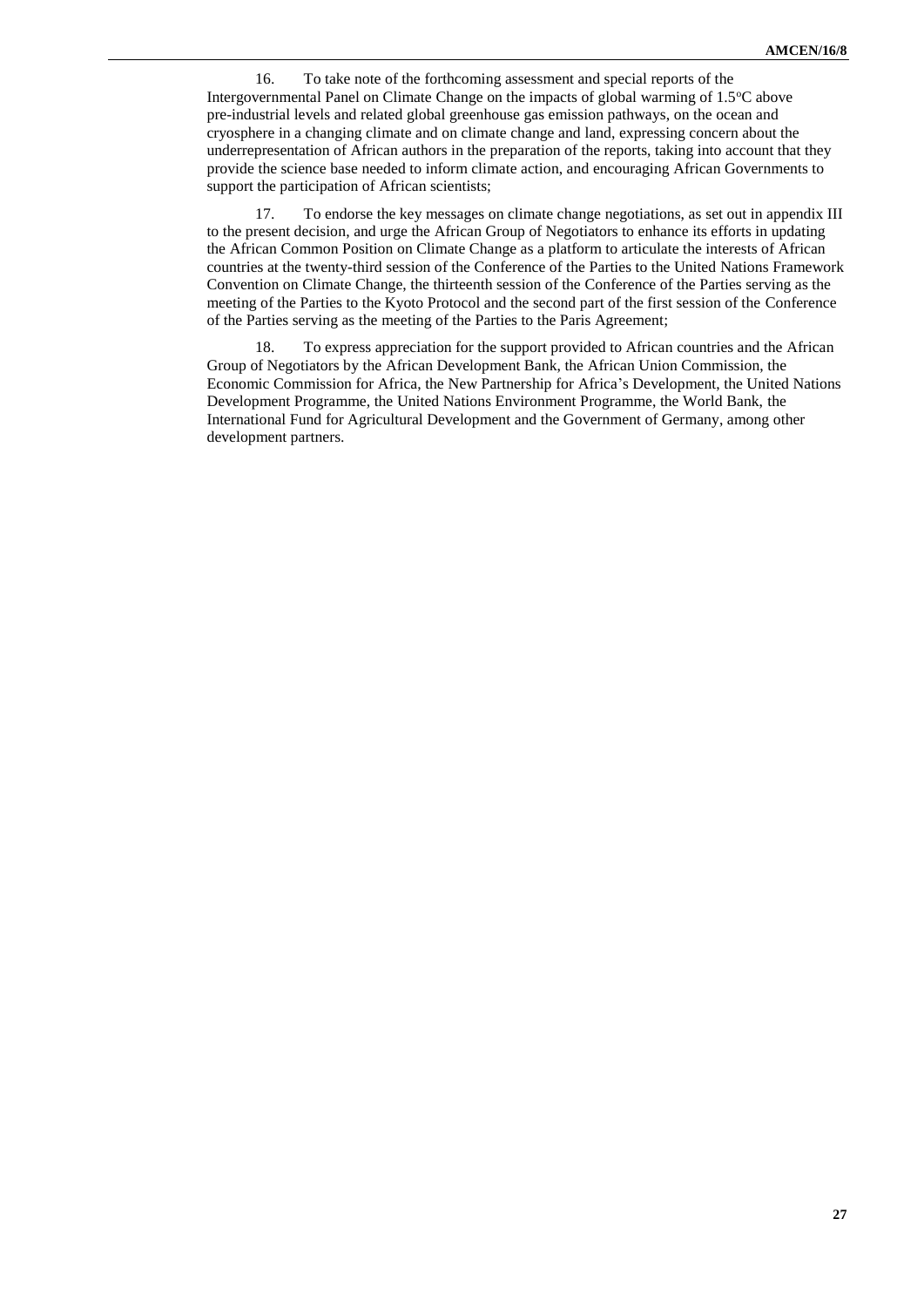16. To take note of the forthcoming assessment and special reports of the Intergovernmental Panel on Climate Change on the impacts of global warming of 1.5°C above pre-industrial levels and related global greenhouse gas emission pathways, on the ocean and cryosphere in a changing climate and on climate change and land, expressing concern about the underrepresentation of African authors in the preparation of the reports, taking into account that they provide the science base needed to inform climate action, and encouraging African Governments to support the participation of African scientists;

17. To endorse the key messages on climate change negotiations, as set out in appendix III to the present decision, and urge the African Group of Negotiators to enhance its efforts in updating the African Common Position on Climate Change as a platform to articulate the interests of African countries at the twenty-third session of the Conference of the Parties to the United Nations Framework Convention on Climate Change, the thirteenth session of the Conference of the Parties serving as the meeting of the Parties to the Kyoto Protocol and the second part of the first session of the Conference of the Parties serving as the meeting of the Parties to the Paris Agreement;

18. To express appreciation for the support provided to African countries and the African Group of Negotiators by the African Development Bank, the African Union Commission, the Economic Commission for Africa, the New Partnership for Africa's Development, the United Nations Development Programme, the United Nations Environment Programme, the World Bank, the International Fund for Agricultural Development and the Government of Germany, among other development partners.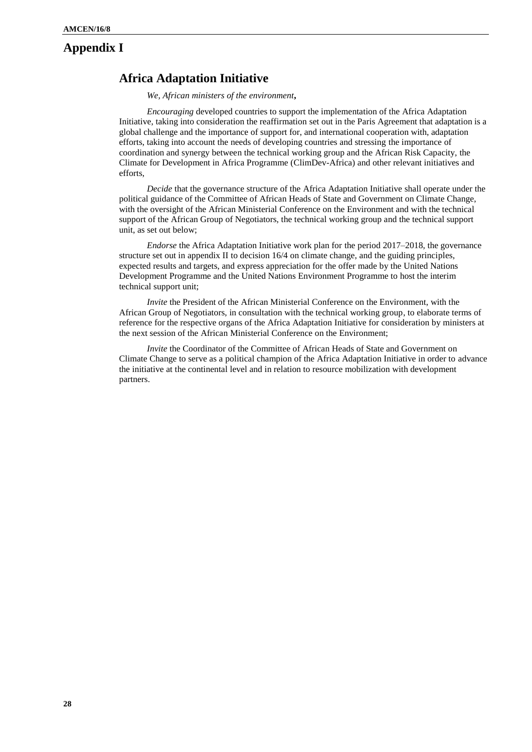# Appendix I

## Africa Adaptation Initiative

*We, African ministers of the environment*,

*Encouraging* developed countries to support the implementation of the Africa Adaptation Initiative, taking into consideration the reaffirmation set out in the Paris Agreement that adaptation is a global challenge and the importance of support for, and international cooperation with, adaptation efforts, taking into account the needs of developing countries and stressing the importance of coordination and synergy between the technical working group and the African Risk Capacity, the Climate for Development in Africa Programme (ClimDev-Africa) and other relevant initiatives and efforts,

*Decide* that the governance structure of the Africa Adaptation Initiative shall operate under the political guidance of the Committee of African Heads of State and Government on Climate Change, with the oversight of the African Ministerial Conference on the Environment and with the technical support of the African Group of Negotiators, the technical working group and the technical support unit, as set out below;

*Endorse* the Africa Adaptation Initiative work plan for the period 2017–2018, the governance structure set out in appendix II to decision 16/4 on climate change, and the guiding principles, expected results and targets, and express appreciation for the offer made by the United Nations Development Programme and the United Nations Environment Programme to host the interim technical support unit;

*Invite* the President of the African Ministerial Conference on the Environment, with the African Group of Negotiators, in consultation with the technical working group, to elaborate terms of reference for the respective organs of the Africa Adaptation Initiative for consideration by ministers at the next session of the African Ministerial Conference on the Environment;

*Invite* the Coordinator of the Committee of African Heads of State and Government on Climate Change to serve as a political champion of the Africa Adaptation Initiative in order to advance the initiative at the continental level and in relation to resource mobilization with development partners.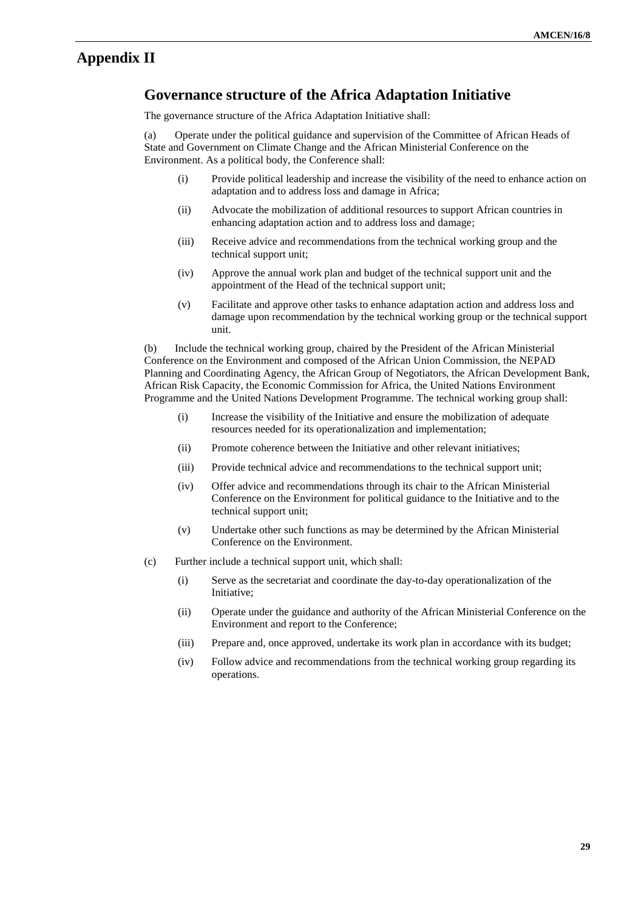# Appendix II

## Governance structure of the Africa Adaptation Initiative

The governance structure of the Africa Adaptation Initiative shall:

(a) Operate under the political guidance and supervision of the Committee of African Heads of State and Government on Climate Change and the African Ministerial Conference on the Environment. As a political body, the Conference shall:

- (i) Provide political leadership and increase the visibility of the need to enhance action on adaptation and to address loss and damage in Africa;
- (ii) Advocate the mobilization of additional resources to support African countries in enhancing adaptation action and to address loss and damage;
- (iii) Receive advice and recommendations from the technical working group and the technical support unit;
- (iv) Approve the annual work plan and budget of the technical support unit and the appointment of the Head of the technical support unit;
- (v) Facilitate and approve other tasks to enhance adaptation action and address loss and damage upon recommendation by the technical working group or the technical support unit.

(b) Include the technical working group, chaired by the President of the African Ministerial Conference on the Environment and composed of the African Union Commission, the NEPAD Planning and Coordinating Agency, the African Group of Negotiators, the African Development Bank, African Risk Capacity, the Economic Commission for Africa, the United Nations Environment Programme and the United Nations Development Programme. The technical working group shall:

- (i) Increase the visibility of the Initiative and ensure the mobilization of adequate resources needed for its operationalization and implementation;
- (ii) Promote coherence between the Initiative and other relevant initiatives;
- (iii) Provide technical advice and recommendations to the technical support unit;
- (iv) Offer advice and recommendations through its chair to the African Ministerial Conference on the Environment for political guidance to the Initiative and to the technical support unit;
- (v) Undertake other such functions as may be determined by the African Ministerial Conference on the Environment.

(c) Further include a technical support unit, which shall:

- (i) Serve as the secretariat and coordinate the day-to-day operationalization of the Initiative;
- (ii) Operate under the guidance and authority of the African Ministerial Conference on the Environment and report to the Conference;
- (iii) Prepare and, once approved, undertake its work plan in accordance with its budget;
- (iv) Follow advice and recommendations from the technical working group regarding its operations.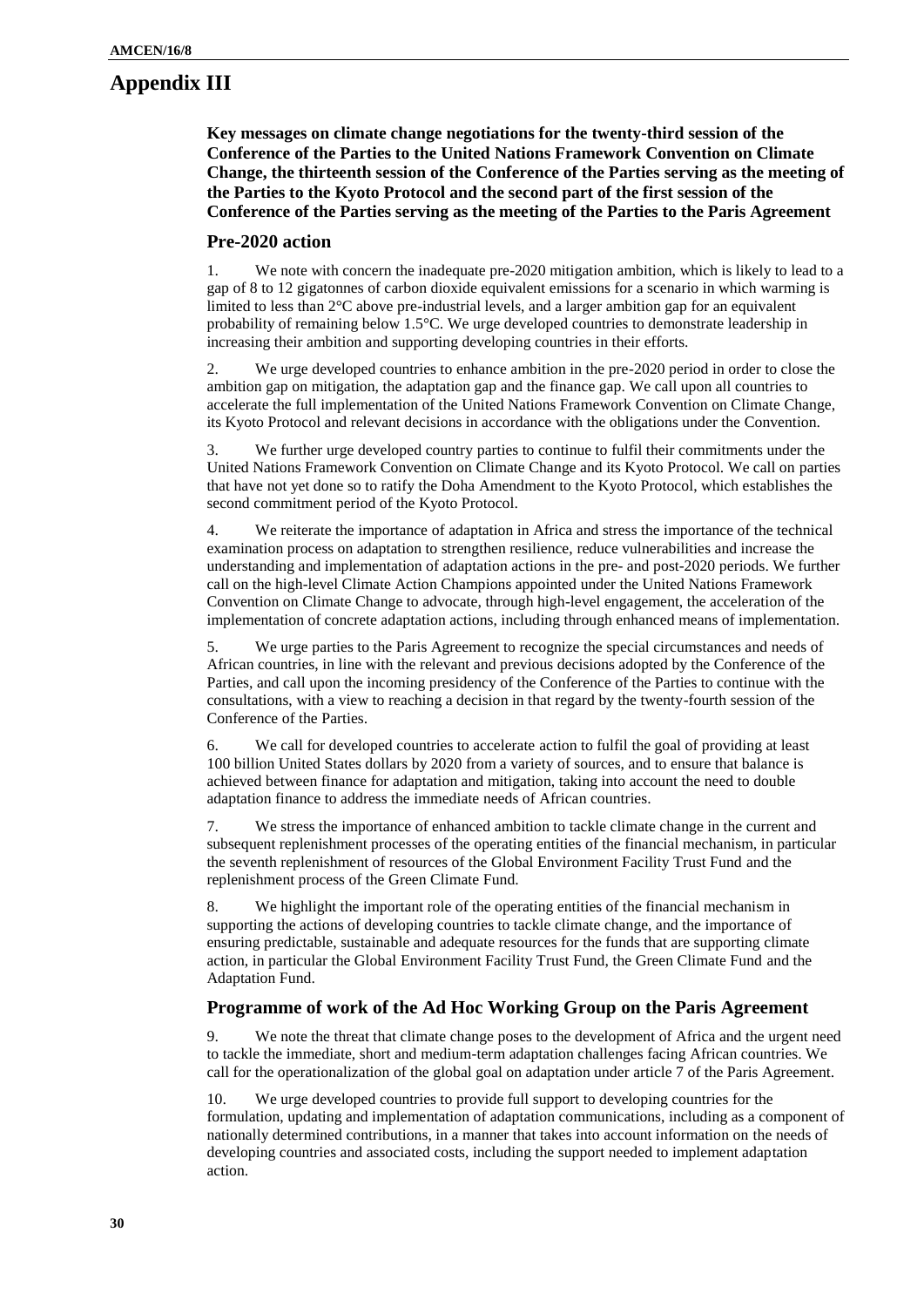# Appendix III

**Key messages on climate change negotiations for the twenty-third session of the Conference of the Parties to the United Nations Framework Convention on Climate Change, the thirteenth session of the Conference of the Parties serving as the meeting of the Parties to the Kyoto Protocol and the second part of the first session of the Conference of the Parties serving as the meeting of the Parties to the Paris Agreement**

## Pre-2020 action

1. We note with concern the inadequate pre-2020 mitigation ambition, which is likely to lead to a gap of 8 to 12 gigatonnes of carbon dioxide equivalent emissions for a scenario in which warming is limited to less than 2°C above pre-industrial levels, and a larger ambition gap for an equivalent probability of remaining below 1.5°C. We urge developed countries to demonstrate leadership in increasing their ambition and supporting developing countries in their efforts.

2. We urge developed countries to enhance ambition in the pre-2020 period in order to close the ambition gap on mitigation, the adaptation gap and the finance gap. We call upon all countries to accelerate the full implementation of the United Nations Framework Convention on Climate Change, its Kyoto Protocol and relevant decisions in accordance with the obligations under the Convention.

3. We further urge developed country parties to continue to fulfil their commitments under the United Nations Framework Convention on Climate Change and its Kyoto Protocol. We call on parties that have not yet done so to ratify the Doha Amendment to the Kyoto Protocol, which establishes the second commitment period of the Kyoto Protocol.

4. We reiterate the importance of adaptation in Africa and stress the importance of the technical examination process on adaptation to strengthen resilience, reduce vulnerabilities and increase the understanding and implementation of adaptation actions in the pre- and post-2020 periods. We further call on the high-level Climate Action Champions appointed under the United Nations Framework Convention on Climate Change to advocate, through high-level engagement, the acceleration of the implementation of concrete adaptation actions, including through enhanced means of implementation.

5. We urge parties to the Paris Agreement to recognize the special circumstances and needs of African countries, in line with the relevant and previous decisions adopted by the Conference of the Parties, and call upon the incoming presidency of the Conference of the Parties to continue with the consultations, with a view to reaching a decision in that regard by the twenty-fourth session of the Conference of the Parties.

6. We call for developed countries to accelerate action to fulfil the goal of providing at least 100 billion United States dollars by 2020 from a variety of sources, and to ensure that balance is achieved between finance for adaptation and mitigation, taking into account the need to double adaptation finance to address the immediate needs of African countries.

7. We stress the importance of enhanced ambition to tackle climate change in the current and subsequent replenishment processes of the operating entities of the financial mechanism, in particular the seventh replenishment of resources of the Global Environment Facility Trust Fund and the replenishment process of the Green Climate Fund.

8. We highlight the important role of the operating entities of the financial mechanism in supporting the actions of developing countries to tackle climate change, and the importance of ensuring predictable, sustainable and adequate resources for the funds that are supporting climate action, in particular the Global Environment Facility Trust Fund, the Green Climate Fund and the Adaptation Fund.

## Programme of work of the Ad Hoc Working Group on the Paris Agreement

9. We note the threat that climate change poses to the development of Africa and the urgent need to tackle the immediate, short and medium-term adaptation challenges facing African countries. We call for the operationalization of the global goal on adaptation under article 7 of the Paris Agreement.

10. We urge developed countries to provide full support to developing countries for the formulation, updating and implementation of adaptation communications, including as a component of nationally determined contributions, in a manner that takes into account information on the needs of developing countries and associated costs, including the support needed to implement adaptation action.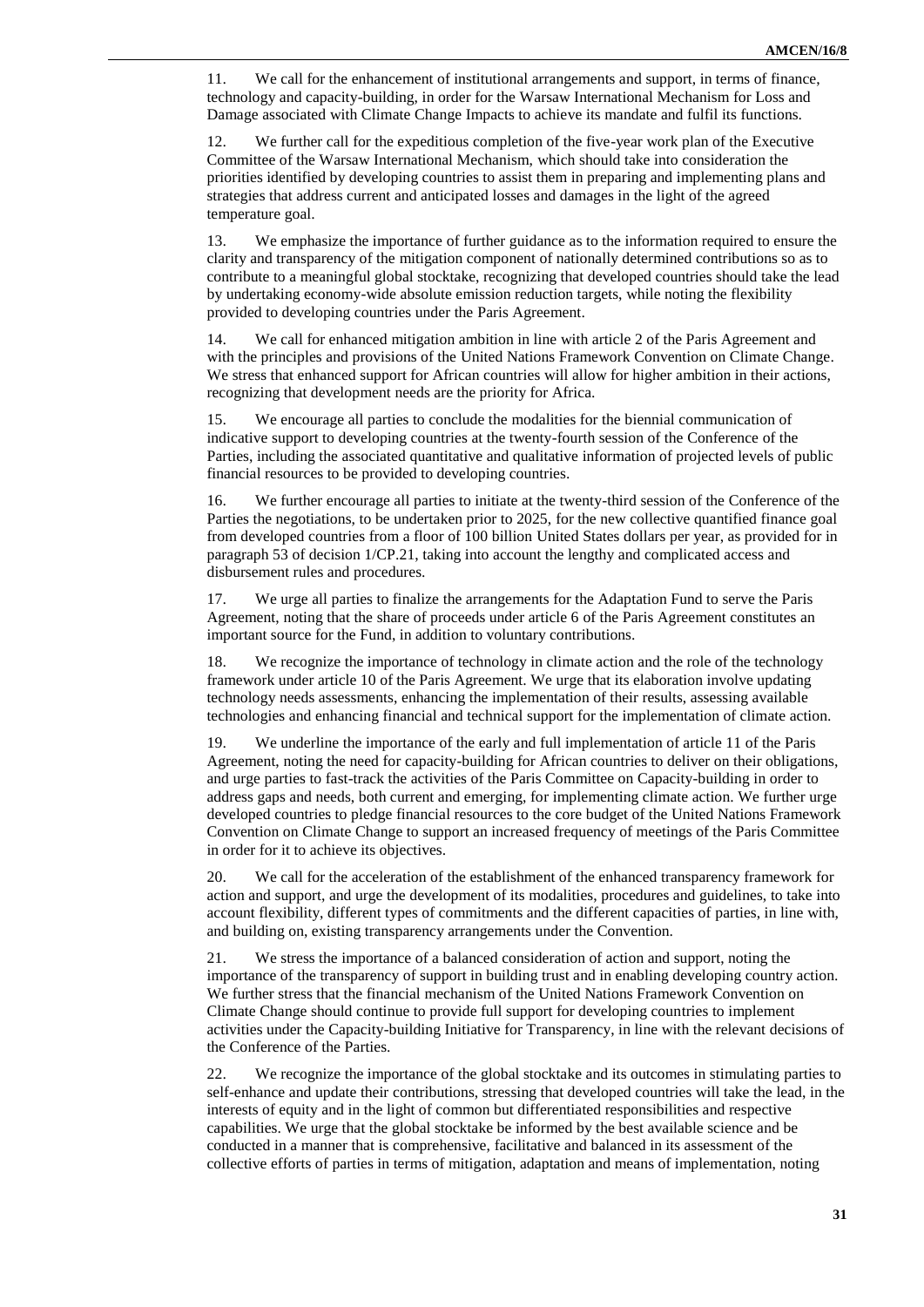11. We call for the enhancement of institutional arrangements and support, in terms of finance, technology and capacity-building, in order for the Warsaw International Mechanism for Loss and Damage associated with Climate Change Impacts to achieve its mandate and fulfil its functions.

12. We further call for the expeditious completion of the five-year work plan of the Executive Committee of the Warsaw International Mechanism, which should take into consideration the priorities identified by developing countries to assist them in preparing and implementing plans and strategies that address current and anticipated losses and damages in the light of the agreed temperature goal.

13. We emphasize the importance of further guidance as to the information required to ensure the clarity and transparency of the mitigation component of nationally determined contributions so as to contribute to a meaningful global stocktake, recognizing that developed countries should take the lead by undertaking economy-wide absolute emission reduction targets, while noting the flexibility provided to developing countries under the Paris Agreement.

14. We call for enhanced mitigation ambition in line with article 2 of the Paris Agreement and with the principles and provisions of the United Nations Framework Convention on Climate Change. We stress that enhanced support for African countries will allow for higher ambition in their actions, recognizing that development needs are the priority for Africa.

15. We encourage all parties to conclude the modalities for the biennial communication of indicative support to developing countries at the twenty-fourth session of the Conference of the Parties, including the associated quantitative and qualitative information of projected levels of public financial resources to be provided to developing countries.

16. We further encourage all parties to initiate at the twenty-third session of the Conference of the Parties the negotiations, to be undertaken prior to 2025, for the new collective quantified finance goal from developed countries from a floor of 100 billion United States dollars per year, as provided for in paragraph 53 of decision 1/CP.21, taking into account the lengthy and complicated access and disbursement rules and procedures.

17. We urge all parties to finalize the arrangements for the Adaptation Fund to serve the Paris Agreement, noting that the share of proceeds under article 6 of the Paris Agreement constitutes an important source for the Fund, in addition to voluntary contributions.

18. We recognize the importance of technology in climate action and the role of the technology framework under article 10 of the Paris Agreement. We urge that its elaboration involve updating technology needs assessments, enhancing the implementation of their results, assessing available technologies and enhancing financial and technical support for the implementation of climate action.

19. We underline the importance of the early and full implementation of article 11 of the Paris Agreement, noting the need for capacity-building for African countries to deliver on their obligations, and urge parties to fast-track the activities of the Paris Committee on Capacity-building in order to address gaps and needs, both current and emerging, for implementing climate action. We further urge developed countries to pledge financial resources to the core budget of the United Nations Framework Convention on Climate Change to support an increased frequency of meetings of the Paris Committee in order for it to achieve its objectives.

20. We call for the acceleration of the establishment of the enhanced transparency framework for action and support, and urge the development of its modalities, procedures and guidelines, to take into account flexibility, different types of commitments and the different capacities of parties, in line with, and building on, existing transparency arrangements under the Convention.

21. We stress the importance of a balanced consideration of action and support, noting the importance of the transparency of support in building trust and in enabling developing country action. We further stress that the financial mechanism of the United Nations Framework Convention on Climate Change should continue to provide full support for developing countries to implement activities under the Capacity-building Initiative for Transparency, in line with the relevant decisions of the Conference of the Parties.

22. We recognize the importance of the global stocktake and its outcomes in stimulating parties to self-enhance and update their contributions, stressing that developed countries will take the lead, in the interests of equity and in the light of common but differentiated responsibilities and respective capabilities. We urge that the global stocktake be informed by the best available science and be conducted in a manner that is comprehensive, facilitative and balanced in its assessment of the collective efforts of parties in terms of mitigation, adaptation and means of implementation, noting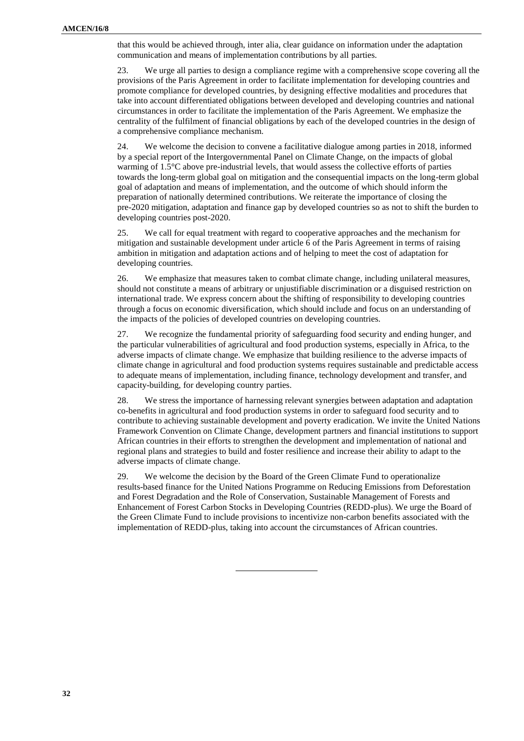that this would be achieved through, inter alia, clear guidance on information under the adaptation communication and means of implementation contributions by all parties.

23. We urge all parties to design a compliance regime with a comprehensive scope covering all the provisions of the Paris Agreement in order to facilitate implementation for developing countries and promote compliance for developed countries, by designing effective modalities and procedures that take into account differentiated obligations between developed and developing countries and national circumstances in order to facilitate the implementation of the Paris Agreement. We emphasize the centrality of the fulfilment of financial obligations by each of the developed countries in the design of a comprehensive compliance mechanism.

24. We welcome the decision to convene a facilitative dialogue among parties in 2018, informed by a special report of the Intergovernmental Panel on Climate Change, on the impacts of global warming of 1.5°C above pre-industrial levels, that would assess the collective efforts of parties towards the long-term global goal on mitigation and the consequential impacts on the long-term global goal of adaptation and means of implementation, and the outcome of which should inform the preparation of nationally determined contributions. We reiterate the importance of closing the pre-2020 mitigation, adaptation and finance gap by developed countries so as not to shift the burden to developing countries post-2020.

25. We call for equal treatment with regard to cooperative approaches and the mechanism for mitigation and sustainable development under article 6 of the Paris Agreement in terms of raising ambition in mitigation and adaptation actions and of helping to meet the cost of adaptation for developing countries.

26. We emphasize that measures taken to combat climate change, including unilateral measures, should not constitute a means of arbitrary or unjustifiable discrimination or a disguised restriction on international trade. We express concern about the shifting of responsibility to developing countries through a focus on economic diversification, which should include and focus on an understanding of the impacts of the policies of developed countries on developing countries.

27. We recognize the fundamental priority of safeguarding food security and ending hunger, and the particular vulnerabilities of agricultural and food production systems, especially in Africa, to the adverse impacts of climate change. We emphasize that building resilience to the adverse impacts of climate change in agricultural and food production systems requires sustainable and predictable access to adequate means of implementation, including finance, technology development and transfer, and capacity-building, for developing country parties.

28. We stress the importance of harnessing relevant synergies between adaptation and adaptation co-benefits in agricultural and food production systems in order to safeguard food security and to contribute to achieving sustainable development and poverty eradication. We invite the United Nations Framework Convention on Climate Change, development partners and financial institutions to support African countries in their efforts to strengthen the development and implementation of national and regional plans and strategies to build and foster resilience and increase their ability to adapt to the adverse impacts of climate change.

29. We welcome the decision by the Board of the Green Climate Fund to operationalize results-based finance for the United Nations Programme on Reducing Emissions from Deforestation and Forest Degradation and the Role of Conservation, Sustainable Management of Forests and Enhancement of Forest Carbon Stocks in Developing Countries (REDD-plus). We urge the Board of the Green Climate Fund to include provisions to incentivize non-carbon benefits associated with the implementation of REDD-plus, taking into account the circumstances of African countries.